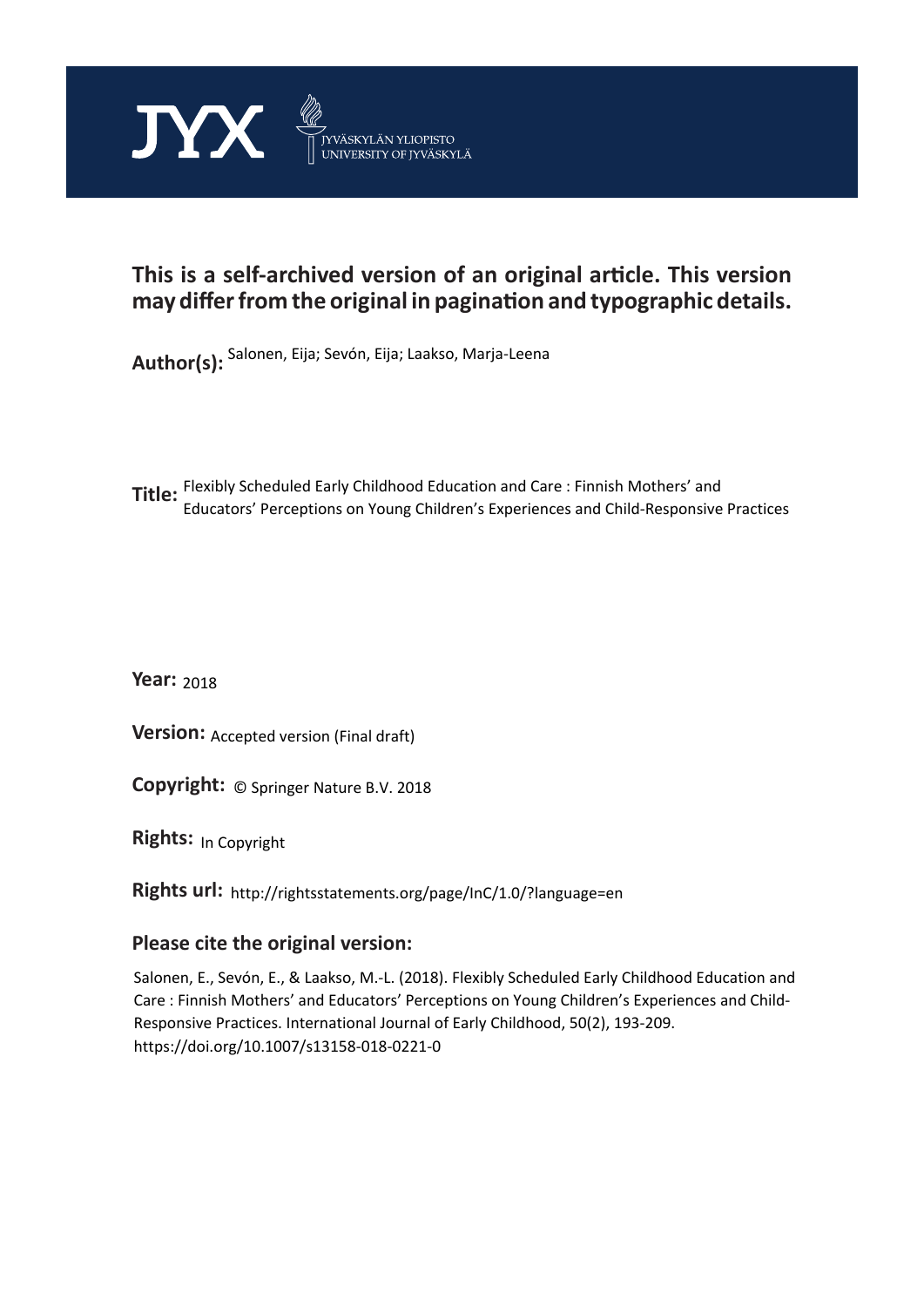JYX JYVÄSKYLÄN YLIOPISTO UNIVERSITY OF JYVÄSKYLÄ

**This is a self-archived version of an original article. This version may differ from the original in pagination and typographic details.**

**Author(s):** Salonen, Eija; Sevón, Eija; Laakso, Marja-Leena

**Title:** Flexibly Scheduled Early Childhood Education and Care : Finnish Mothers' and Educators' Perceptions on Young Children's Experiences and Child-Responsive Practices

**Year:** 2018

**Version:** Accepted version (Final draft)

**Copyright:** © Springer Nature B.V. 2018

**Rights:** In Copyright

**Rights url:** http://rightsstatements.org/page/InC/1.0/?language=en

**Please cite the original version:**

Salonen, E., Sevón, E., & Laakso, M.-L. (2018). Flexibly Scheduled Early Childhood Education and Care : Finnish Mothers' and Educators' Perceptions on Young Children's Experiences and Child-Responsive Practices. International Journal of Early Childhood, 50(2), 193-209. https://doi.org/10.1007/s13158-018-0221-0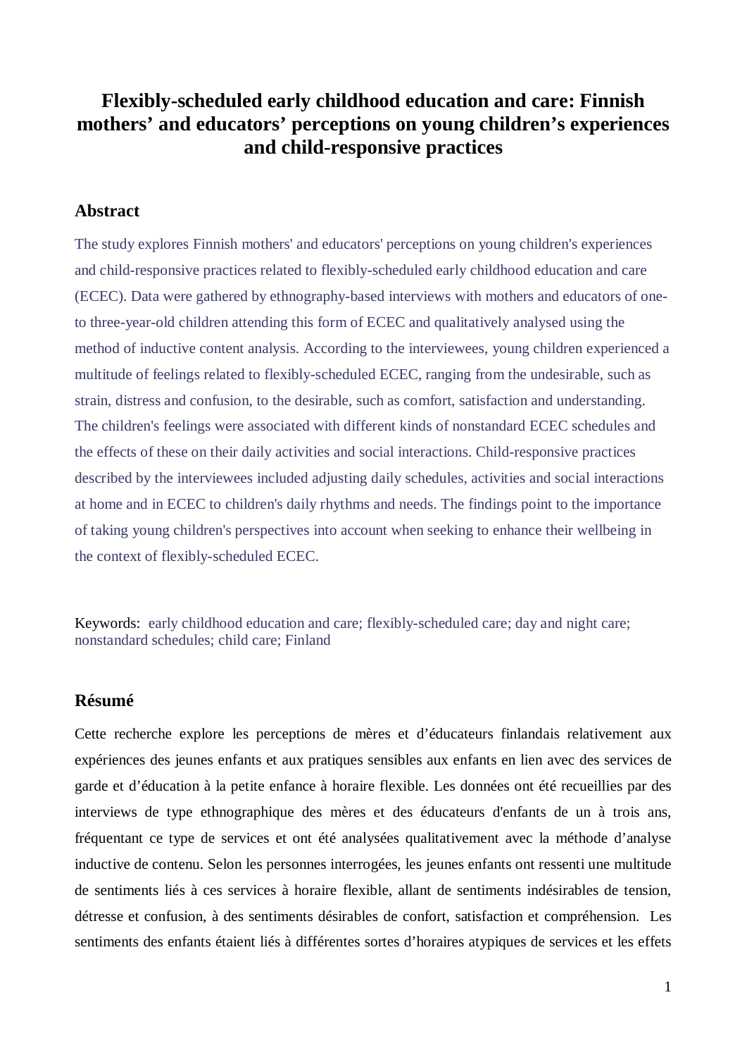# Flexibly-scheduled early childhood education and care: Finnish mothers' and educators' perceptions on young children's experiences and child-responsive practices

## Abstract

The study explores Finnish mothers' and educators' perceptions on young children's experiences and child-responsive practices related to flexibly-scheduled early childhood education and care (ECEC). Data were gathered by ethnography-based interviews with mothers and educators of one-to three-year-old children attending this form of ECEC and qualitatively analysed using the method of inductive content analysis. According to the interviewees, young children experienced a multitude of feelings related to flexibly-scheduled ECEC, ranging from the undesirable, such as strain, distress and confusion, to the desirable, such as comfort, satisfaction and understanding. The children's feelings were associated with different kinds of nonstandard ECEC schedules and the effects of these on their daily activities and social interactions. Child-responsive practices described by the interviewees included adjusting daily schedules, activities and social interactions at home and in ECEC to children's daily rhythms and needs. The findings point to the importance of taking young children's perspectives into account when seeking to enhance their wellbeing in the context of flexibly-scheduled ECEC.

Keywords: early childhood education and care; flexibly-scheduled care; day and night care; nonstandard schedules; child care; Finland

## Résumé

Cette recherche explore les perceptions de mères et d'éducateurs finlandais relativement aux expériences des jeunes enfants et aux pratiques sensibles aux enfants en lien avec des services de garde et d'éducation à la petite enfance à horaire flexible. Les données ont été recueillies par des interviews de type ethnographique des mères et des éducateurs d'enfants de un à trois ans, fréquentant ce type de services et ont été analysées qualitativement avec la méthode d'analyse inductive de contenu. Selon les personnes interrogées, les jeunes enfants ont ressenti une multitude de sentiments liés à ces services à horaire flexible, allant de sentiments indésirables de tension, détresse et confusion, à des sentiments désirables de confort, satisfaction et compréhension. Les sentiments des enfants étaient liés à différentes sortes d'horaires atypiques de services et les effets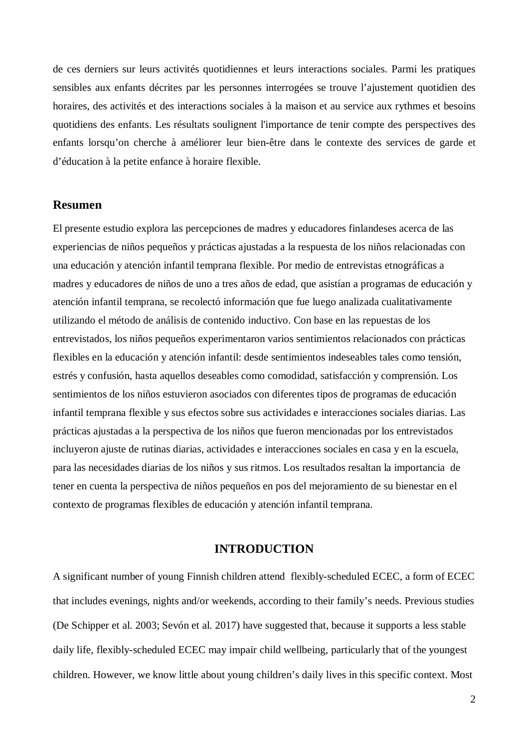de ces derniers sur leurs activités quotidiennes et leurs interactions sociales. Parmi les pratiques sensibles aux enfants décrites par les personnes interrogées se trouve l'ajustement quotidien des horaires, des activités et des interactions sociales à la maison et au service aux rythmes et besoins quotidiens des enfants. Les résultats soulignent l'importance de tenir compte des perspectives des enfants lorsqu'on cherche à améliorer leur bien-être dans le contexte des services de garde et d'éducation à la petite enfance à horaire flexible.

## Resumen

El presente estudio explora las percepciones de madres y educadores finlandeses acerca de las experiencias de niños pequeños y prácticas ajustadas a la respuesta de los niños relacionadas con una educación y atención infantil temprana flexible. Por medio de entrevistas etnográficas a madres y educadores de niños de uno a tres años de edad, que asistían a programas de educación y atención infantil temprana, se recolectó información que fue luego analizada cualitativamente utilizando el método de análisis de contenido inductivo. Con base en las repuestas de los entrevistados, los niños pequeños experimentaron varios sentimientos relacionados con prácticas flexibles en la educación y atención infantil: desde sentimientos indeseables tales como tensión, estrés y confusión, hasta aquellos deseables como comodidad, satisfacción y comprensión. Los sentimientos de los niños estuvieron asociados con diferentes tipos de programas de educación infantil temprana flexible y sus efectos sobre sus actividades e interacciones sociales diarias. Las prácticas ajustadas a la perspectiva de los niños que fueron mencionadas por los entrevistados incluyeron ajuste de rutinas diarias, actividades e interacciones sociales en casa y en la escuela, para las necesidades diarias de los niños y sus ritmos. Los resultados resaltan la importancia de tener en cuenta la perspectiva de niños pequeños en pos del mejoramiento de su bienestar en el contexto de programas flexibles de educación y atención infantil temprana.

## INTRODUCTION

A significant number of young Finnish children attend flexibly-scheduled ECEC, a form of ECEC that includes evenings, nights and/or weekends, according to their family's needs. Previous studies (De Schipper et al. 2003; Sevón et al. 2017) have suggested that, because it supports a less stable daily life, flexibly-scheduled ECEC may impair child wellbeing, particularly that of the youngest children. However, we know little about young children's daily lives in this specific context. Most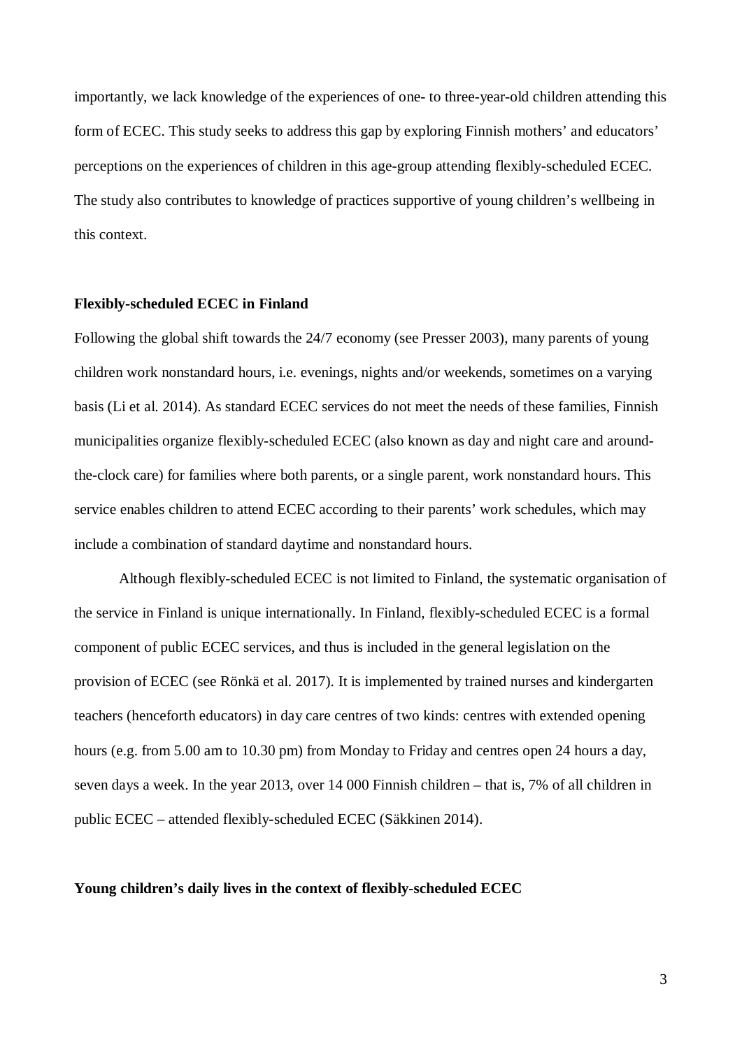importantly, we lack knowledge of the experiences of one- to three-year-old children attending this form of ECEC. This study seeks to address this gap by exploring Finnish mothers' and educators' perceptions on the experiences of children in this age-group attending flexibly-scheduled ECEC. The study also contributes to knowledge of practices supportive of young children's wellbeing in this context.

## Flexibly-scheduled ECEC in Finland

Following the global shift towards the 24/7 economy (see Presser 2003), many parents of young children work nonstandard hours, i.e. evenings, nights and/or weekends, sometimes on a varying basis (Li et al. 2014). As standard ECEC services do not meet the needs of these families, Finnish municipalities organize flexibly-scheduled ECEC (also known as day and night care and around-the-clock care) for families where both parents, or a single parent, work nonstandard hours. This service enables children to attend ECEC according to their parents' work schedules, which may include a combination of standard daytime and nonstandard hours.

Although flexibly-scheduled ECEC is not limited to Finland, the systematic organisation of the service in Finland is unique internationally. In Finland, flexibly-scheduled ECEC is a formal component of public ECEC services, and thus is included in the general legislation on the provision of ECEC (see Rönkä et al. 2017). It is implemented by trained nurses and kindergarten teachers (henceforth educators) in day care centres of two kinds: centres with extended opening hours (e.g. from 5.00 am to 10.30 pm) from Monday to Friday and centres open 24 hours a day, seven days a week. In the year 2013, over 14 000 Finnish children – that is, 7% of all children in public ECEC – attended flexibly-scheduled ECEC (Säkkinen 2014).

## Young children's daily lives in the context of flexibly-scheduled ECEC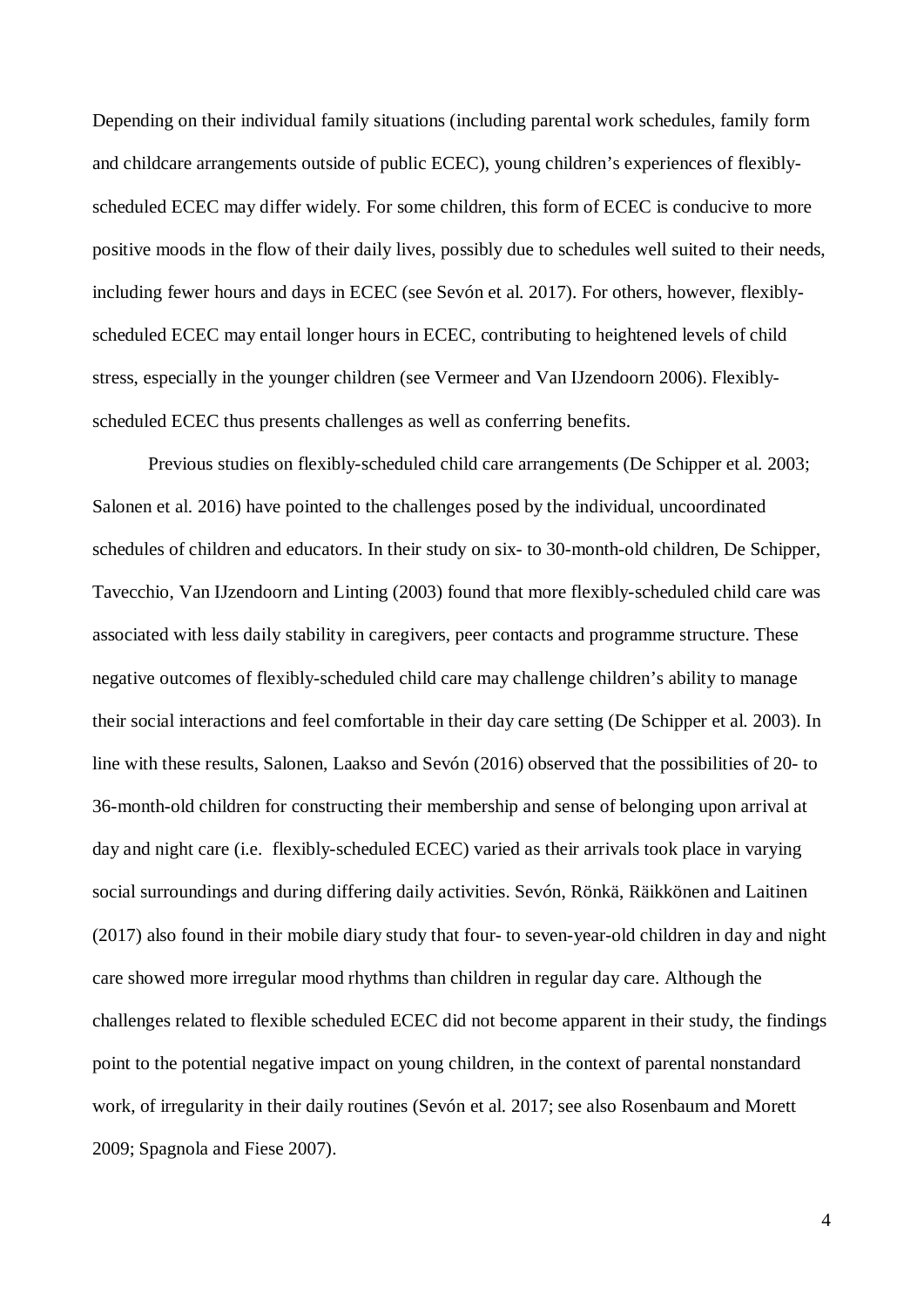Depending on their individual family situations (including parental work schedules, family form and childcare arrangements outside of public ECEC), young children's experiences of flexibly-scheduled ECEC may differ widely. For some children, this form of ECEC is conducive to more positive moods in the flow of their daily lives, possibly due to schedules well suited to their needs, including fewer hours and days in ECEC (see Sevón et al. 2017). For others, however, flexibly-scheduled ECEC may entail longer hours in ECEC, contributing to heightened levels of child stress, especially in the younger children (see Vermeer and Van IJzendoorn 2006). Flexibly-scheduled ECEC thus presents challenges as well as conferring benefits.

Previous studies on flexibly-scheduled child care arrangements (De Schipper et al. 2003; Salonen et al. 2016) have pointed to the challenges posed by the individual, uncoordinated schedules of children and educators. In their study on six- to 30-month-old children, De Schipper, Tavecchio, Van IJzendoorn and Linting (2003) found that more flexibly-scheduled child care was associated with less daily stability in caregivers, peer contacts and programme structure. These negative outcomes of flexibly-scheduled child care may challenge children's ability to manage their social interactions and feel comfortable in their day care setting (De Schipper et al. 2003). In line with these results, Salonen, Laakso and Sevón (2016) observed that the possibilities of 20- to 36-month-old children for constructing their membership and sense of belonging upon arrival at day and night care (i.e. flexibly-scheduled ECEC) varied as their arrivals took place in varying social surroundings and during differing daily activities. Sevón, Rönkä, Räikkönen and Laitinen (2017) also found in their mobile diary study that four- to seven-year-old children in day and night care showed more irregular mood rhythms than children in regular day care. Although the challenges related to flexible scheduled ECEC did not become apparent in their study, the findings point to the potential negative impact on young children, in the context of parental nonstandard work, of irregularity in their daily routines (Sevón et al. 2017; see also Rosenbaum and Morett 2009; Spagnola and Fiese 2007).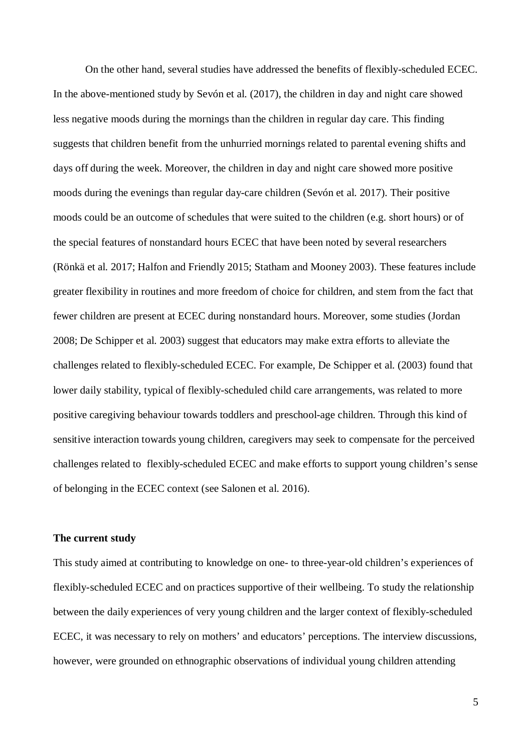On the other hand, several studies have addressed the benefits of flexibly-scheduled ECEC. In the above-mentioned study by Sevón et al. (2017), the children in day and night care showed less negative moods during the mornings than the children in regular day care. This finding suggests that children benefit from the unhurried mornings related to parental evening shifts and days off during the week. Moreover, the children in day and night care showed more positive moods during the evenings than regular day-care children (Sevón et al. 2017). Their positive moods could be an outcome of schedules that were suited to the children (e.g. short hours) or of the special features of nonstandard hours ECEC that have been noted by several researchers (Rönkä et al. 2017; Halfon and Friendly 2015; Statham and Mooney 2003). These features include greater flexibility in routines and more freedom of choice for children, and stem from the fact that fewer children are present at ECEC during nonstandard hours. Moreover, some studies (Jordan 2008; De Schipper et al. 2003) suggest that educators may make extra efforts to alleviate the challenges related to flexibly-scheduled ECEC. For example, De Schipper et al. (2003) found that lower daily stability, typical of flexibly-scheduled child care arrangements, was related to more positive caregiving behaviour towards toddlers and preschool-age children. Through this kind of sensitive interaction towards young children, caregivers may seek to compensate for the perceived challenges related to flexibly-scheduled ECEC and make efforts to support young children's sense of belonging in the ECEC context (see Salonen et al. 2016).

**The current study**

This study aimed at contributing to knowledge on one- to three-year-old children's experiences of flexibly-scheduled ECEC and on practices supportive of their wellbeing. To study the relationship between the daily experiences of very young children and the larger context of flexibly-scheduled ECEC, it was necessary to rely on mothers' and educators' perceptions. The interview discussions, however, were grounded on ethnographic observations of individual young children attending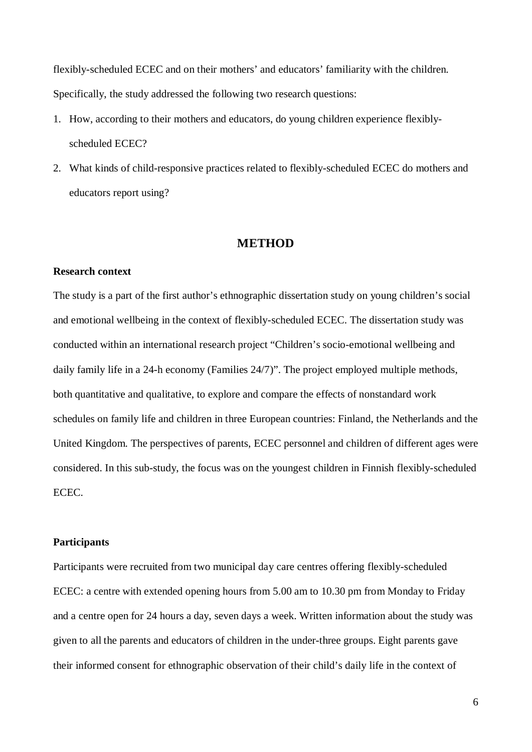flexibly-scheduled ECEC and on their mothers' and educators' familiarity with the children. Specifically, the study addressed the following two research questions:

1. How, according to their mothers and educators, do young children experience flexibly-scheduled ECEC?
2. What kinds of child-responsive practices related to flexibly-scheduled ECEC do mothers and educators report using?

## METHOD

### Research context

The study is a part of the first author's ethnographic dissertation study on young children's social and emotional wellbeing in the context of flexibly-scheduled ECEC. The dissertation study was conducted within an international research project "Children's socio-emotional wellbeing and daily family life in a 24-h economy (Families 24/7)". The project employed multiple methods, both quantitative and qualitative, to explore and compare the effects of nonstandard work schedules on family life and children in three European countries: Finland, the Netherlands and the United Kingdom. The perspectives of parents, ECEC personnel and children of different ages were considered. In this sub-study, the focus was on the youngest children in Finnish flexibly-scheduled ECEC.

### Participants

Participants were recruited from two municipal day care centres offering flexibly-scheduled ECEC: a centre with extended opening hours from 5.00 am to 10.30 pm from Monday to Friday and a centre open for 24 hours a day, seven days a week. Written information about the study was given to all the parents and educators of children in the under-three groups. Eight parents gave their informed consent for ethnographic observation of their child's daily life in the context of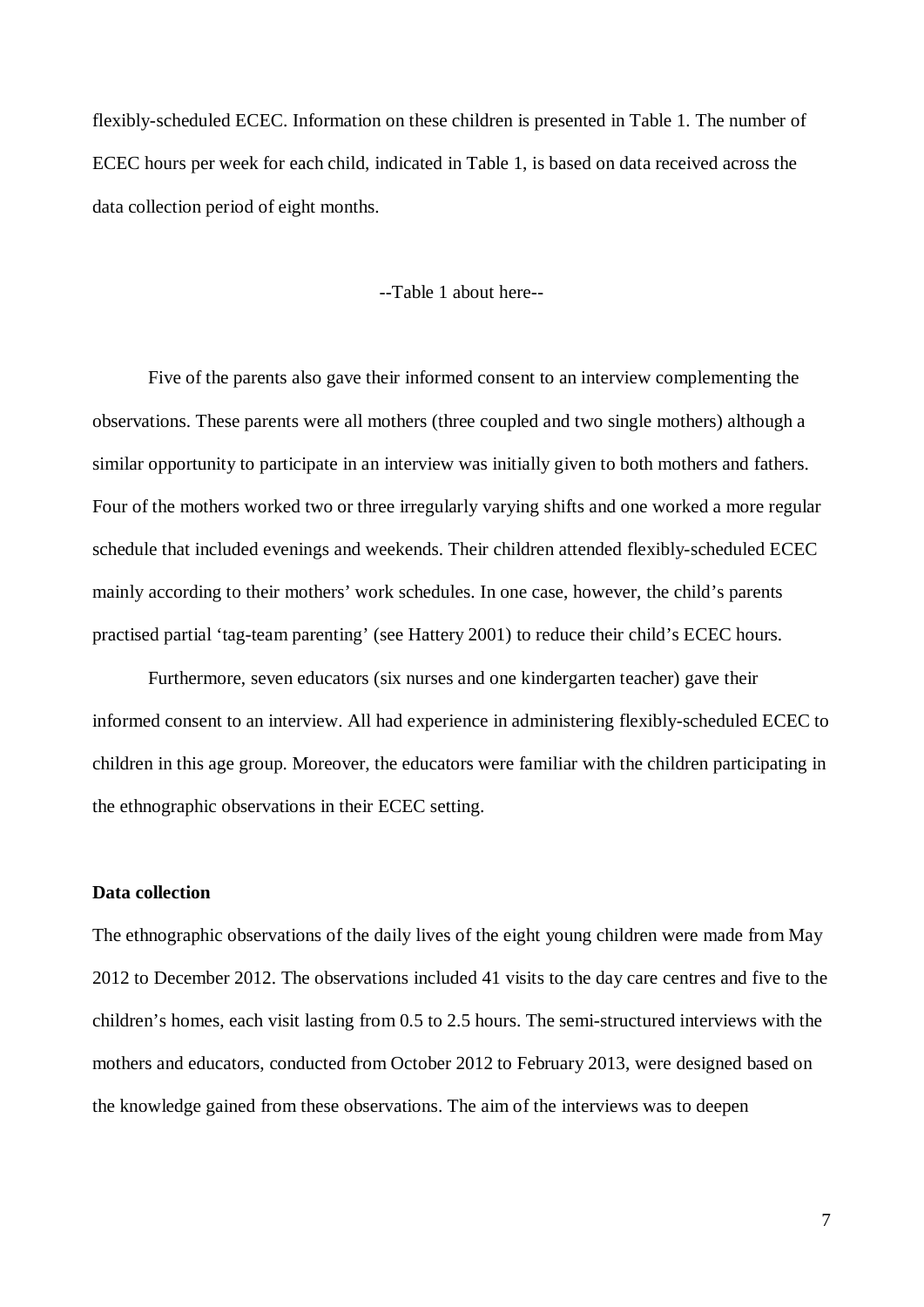flexibly-scheduled ECEC. Information on these children is presented in Table 1. The number of ECEC hours per week for each child, indicated in Table 1, is based on data received across the data collection period of eight months.

--Table 1 about here--

Five of the parents also gave their informed consent to an interview complementing the observations. These parents were all mothers (three coupled and two single mothers) although a similar opportunity to participate in an interview was initially given to both mothers and fathers. Four of the mothers worked two or three irregularly varying shifts and one worked a more regular schedule that included evenings and weekends. Their children attended flexibly-scheduled ECEC mainly according to their mothers' work schedules. In one case, however, the child's parents practised partial 'tag-team parenting' (see Hattery 2001) to reduce their child's ECEC hours.

Furthermore, seven educators (six nurses and one kindergarten teacher) gave their informed consent to an interview. All had experience in administering flexibly-scheduled ECEC to children in this age group. Moreover, the educators were familiar with the children participating in the ethnographic observations in their ECEC setting.

**Data collection**

The ethnographic observations of the daily lives of the eight young children were made from May 2012 to December 2012. The observations included 41 visits to the day care centres and five to the children's homes, each visit lasting from 0.5 to 2.5 hours. The semi-structured interviews with the mothers and educators, conducted from October 2012 to February 2013, were designed based on the knowledge gained from these observations. The aim of the interviews was to deepen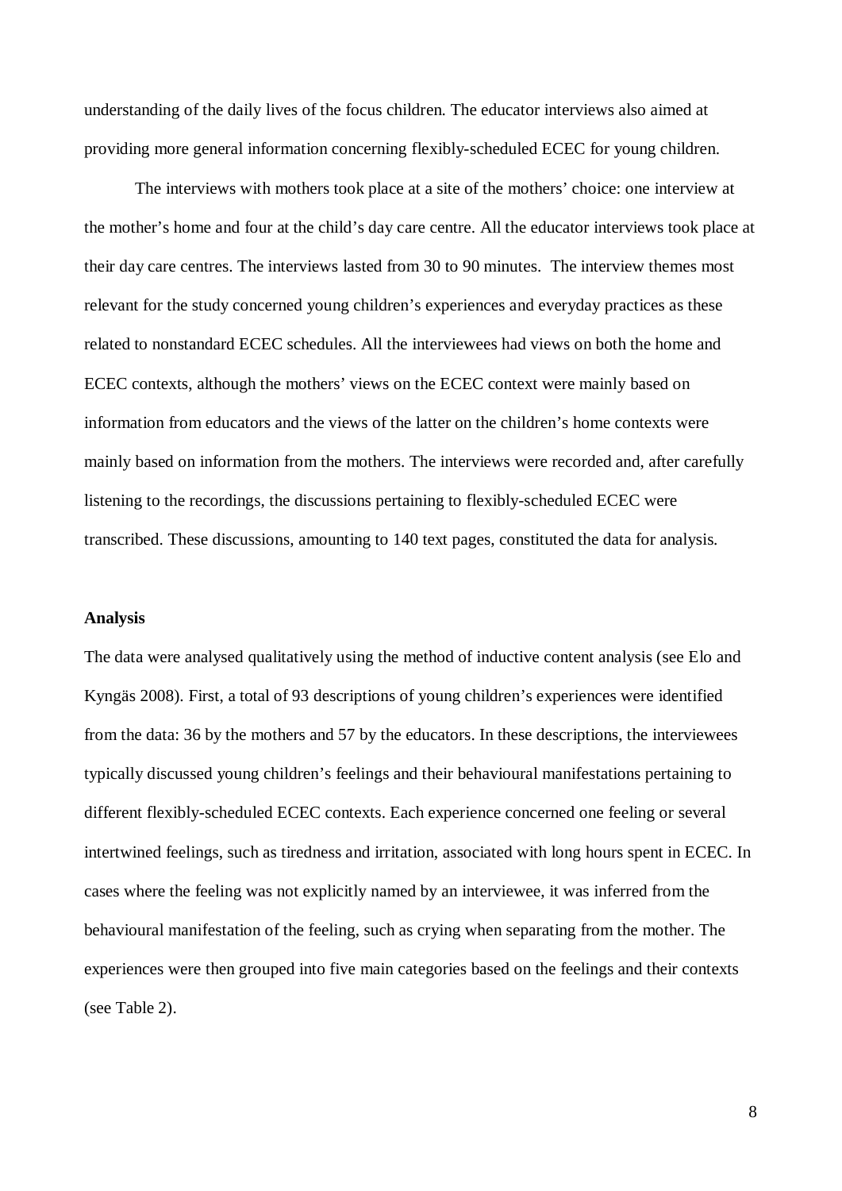understanding of the daily lives of the focus children. The educator interviews also aimed at providing more general information concerning flexibly-scheduled ECEC for young children.

The interviews with mothers took place at a site of the mothers' choice: one interview at the mother's home and four at the child's day care centre. All the educator interviews took place at their day care centres. The interviews lasted from 30 to 90 minutes. The interview themes most relevant for the study concerned young children's experiences and everyday practices as these related to nonstandard ECEC schedules. All the interviewees had views on both the home and ECEC contexts, although the mothers' views on the ECEC context were mainly based on information from educators and the views of the latter on the children's home contexts were mainly based on information from the mothers. The interviews were recorded and, after carefully listening to the recordings, the discussions pertaining to flexibly-scheduled ECEC were transcribed. These discussions, amounting to 140 text pages, constituted the data for analysis.

**Analysis**

The data were analysed qualitatively using the method of inductive content analysis (see Elo and Kyngäs 2008). First, a total of 93 descriptions of young children's experiences were identified from the data: 36 by the mothers and 57 by the educators. In these descriptions, the interviewees typically discussed young children's feelings and their behavioural manifestations pertaining to different flexibly-scheduled ECEC contexts. Each experience concerned one feeling or several intertwined feelings, such as tiredness and irritation, associated with long hours spent in ECEC. In cases where the feeling was not explicitly named by an interviewee, it was inferred from the behavioural manifestation of the feeling, such as crying when separating from the mother. The experiences were then grouped into five main categories based on the feelings and their contexts (see Table 2).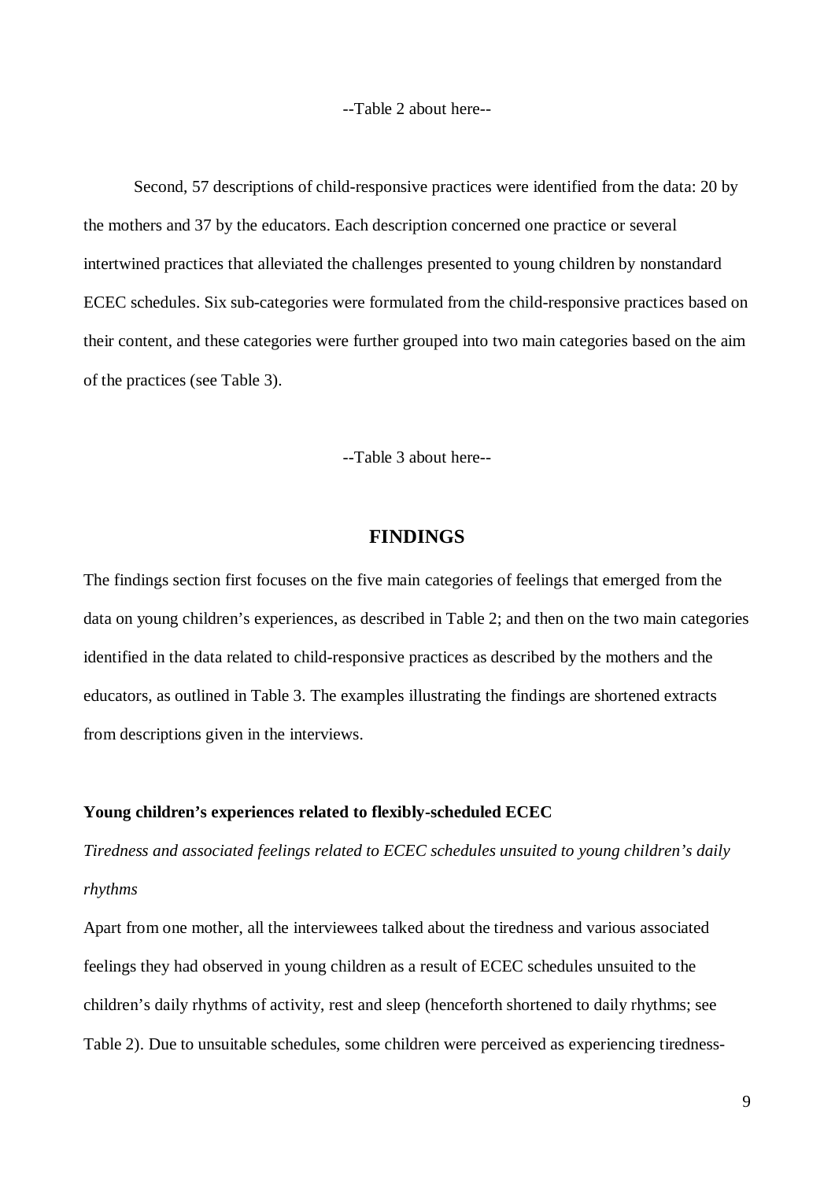--Table 2 about here--

Second, 57 descriptions of child-responsive practices were identified from the data: 20 by the mothers and 37 by the educators. Each description concerned one practice or several intertwined practices that alleviated the challenges presented to young children by nonstandard ECEC schedules. Six sub-categories were formulated from the child-responsive practices based on their content, and these categories were further grouped into two main categories based on the aim of the practices (see Table 3).

--Table 3 about here--

## FINDINGS

The findings section first focuses on the five main categories of feelings that emerged from the data on young children's experiences, as described in Table 2; and then on the two main categories identified in the data related to child-responsive practices as described by the mothers and the educators, as outlined in Table 3. The examples illustrating the findings are shortened extracts from descriptions given in the interviews.

### Young children's experiences related to flexibly-scheduled ECEC

#### *Tiredness and associated feelings related to ECEC schedules unsuited to young children's daily rhythms*

Apart from one mother, all the interviewees talked about the tiredness and various associated feelings they had observed in young children as a result of ECEC schedules unsuited to the children's daily rhythms of activity, rest and sleep (henceforth shortened to daily rhythms; see Table 2). Due to unsuitable schedules, some children were perceived as experiencing tiredness-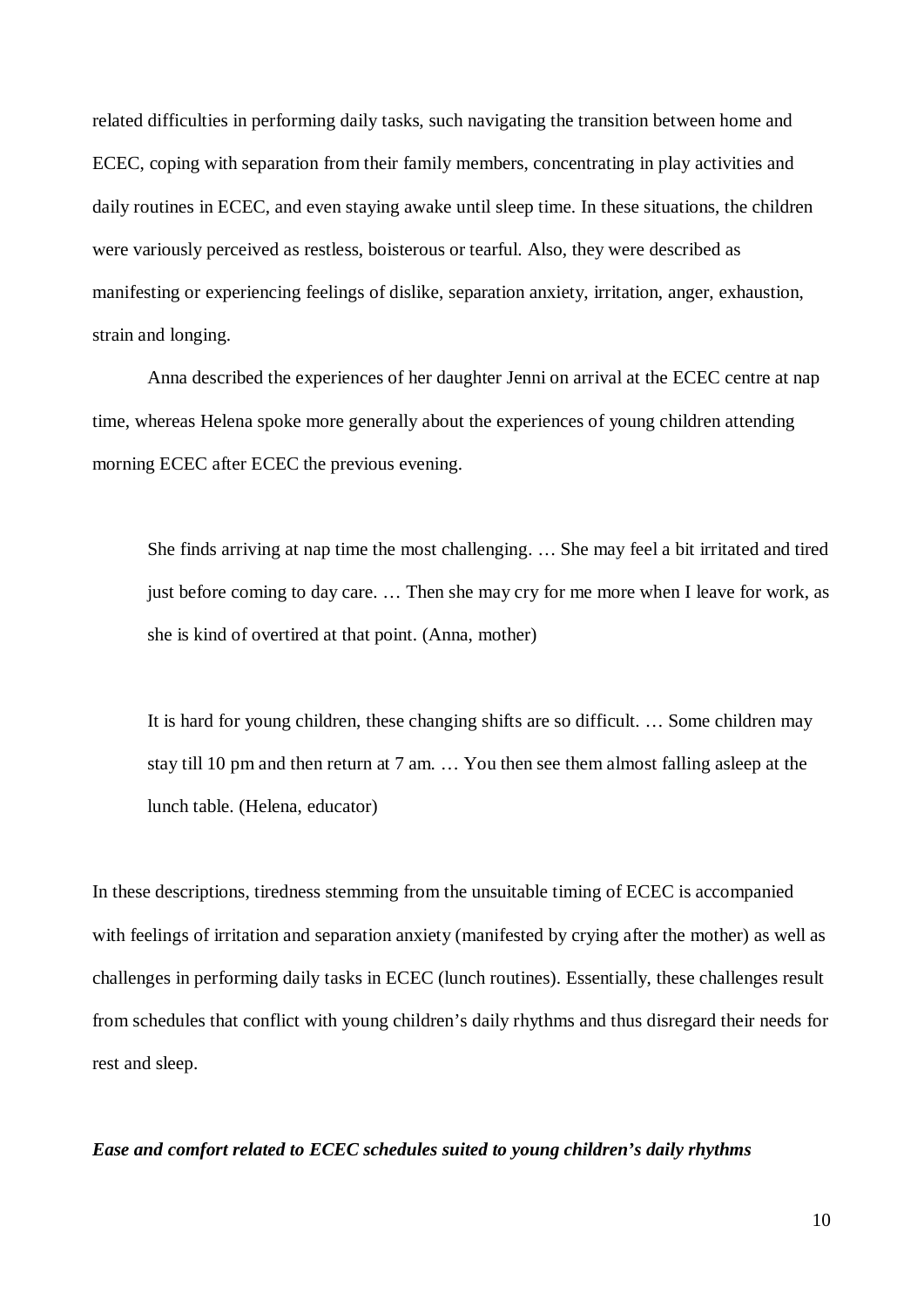related difficulties in performing daily tasks, such navigating the transition between home and ECEC, coping with separation from their family members, concentrating in play activities and daily routines in ECEC, and even staying awake until sleep time. In these situations, the children were variously perceived as restless, boisterous or tearful. Also, they were described as manifesting or experiencing feelings of dislike, separation anxiety, irritation, anger, exhaustion, strain and longing.

Anna described the experiences of her daughter Jenni on arrival at the ECEC centre at nap time, whereas Helena spoke more generally about the experiences of young children attending morning ECEC after ECEC the previous evening.

> She finds arriving at nap time the most challenging. … She may feel a bit irritated and tired just before coming to day care. … Then she may cry for me more when I leave for work, as she is kind of overtired at that point. (Anna, mother)

> It is hard for young children, these changing shifts are so difficult. … Some children may stay till 10 pm and then return at 7 am. … You then see them almost falling asleep at the lunch table. (Helena, educator)

In these descriptions, tiredness stemming from the unsuitable timing of ECEC is accompanied with feelings of irritation and separation anxiety (manifested by crying after the mother) as well as challenges in performing daily tasks in ECEC (lunch routines). Essentially, these challenges result from schedules that conflict with young children's daily rhythms and thus disregard their needs for rest and sleep.

***Ease and comfort related to ECEC schedules suited to young children's daily rhythms***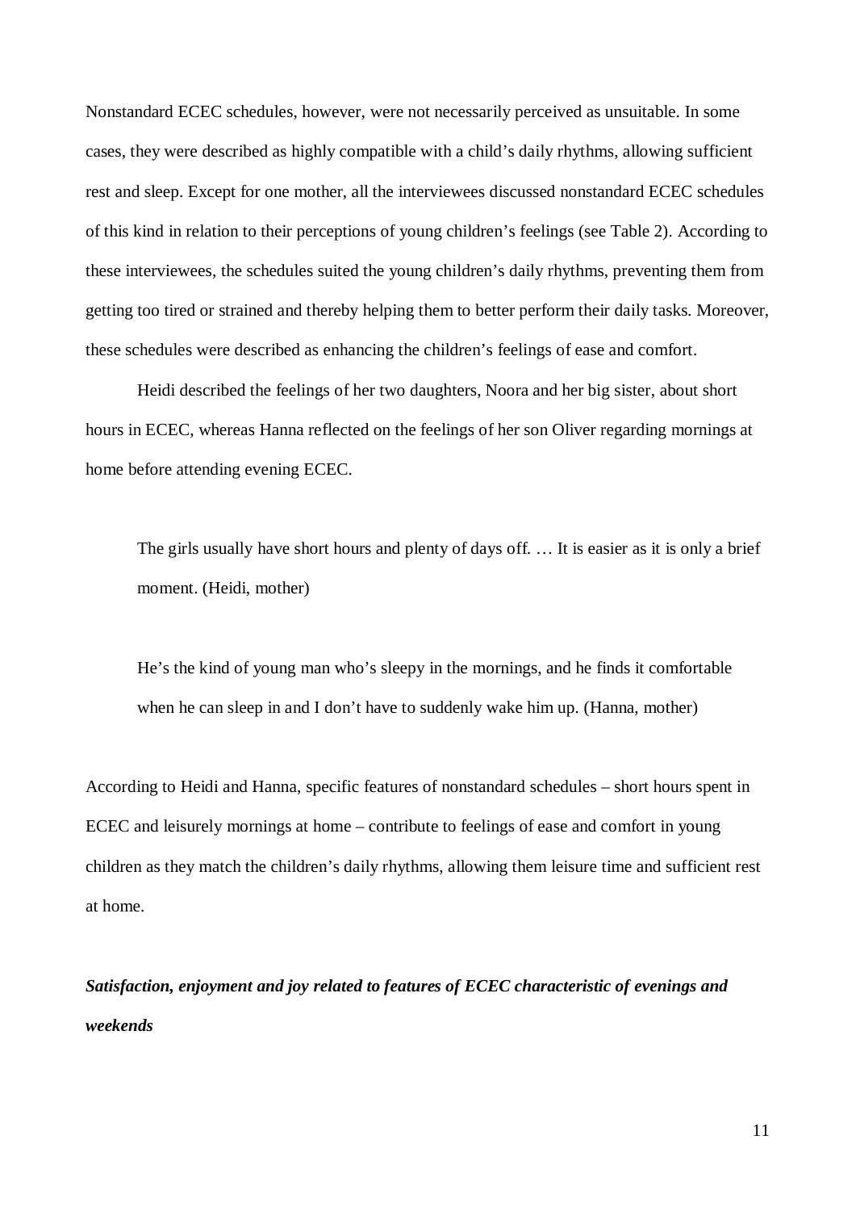Nonstandard ECEC schedules, however, were not necessarily perceived as unsuitable. In some cases, they were described as highly compatible with a child's daily rhythms, allowing sufficient rest and sleep. Except for one mother, all the interviewees discussed nonstandard ECEC schedules of this kind in relation to their perceptions of young children's feelings (see Table 2). According to these interviewees, the schedules suited the young children's daily rhythms, preventing them from getting too tired or strained and thereby helping them to better perform their daily tasks. Moreover, these schedules were described as enhancing the children's feelings of ease and comfort.

Heidi described the feelings of her two daughters, Noora and her big sister, about short hours in ECEC, whereas Hanna reflected on the feelings of her son Oliver regarding mornings at home before attending evening ECEC.

> The girls usually have short hours and plenty of days off. … It is easier as it is only a brief moment. (Heidi, mother)

> He's the kind of young man who's sleepy in the mornings, and he finds it comfortable when he can sleep in and I don't have to suddenly wake him up. (Hanna, mother)

According to Heidi and Hanna, specific features of nonstandard schedules – short hours spent in ECEC and leisurely mornings at home – contribute to feelings of ease and comfort in young children as they match the children's daily rhythms, allowing them leisure time and sufficient rest at home.

***Satisfaction, enjoyment and joy related to features of ECEC characteristic of evenings and weekends***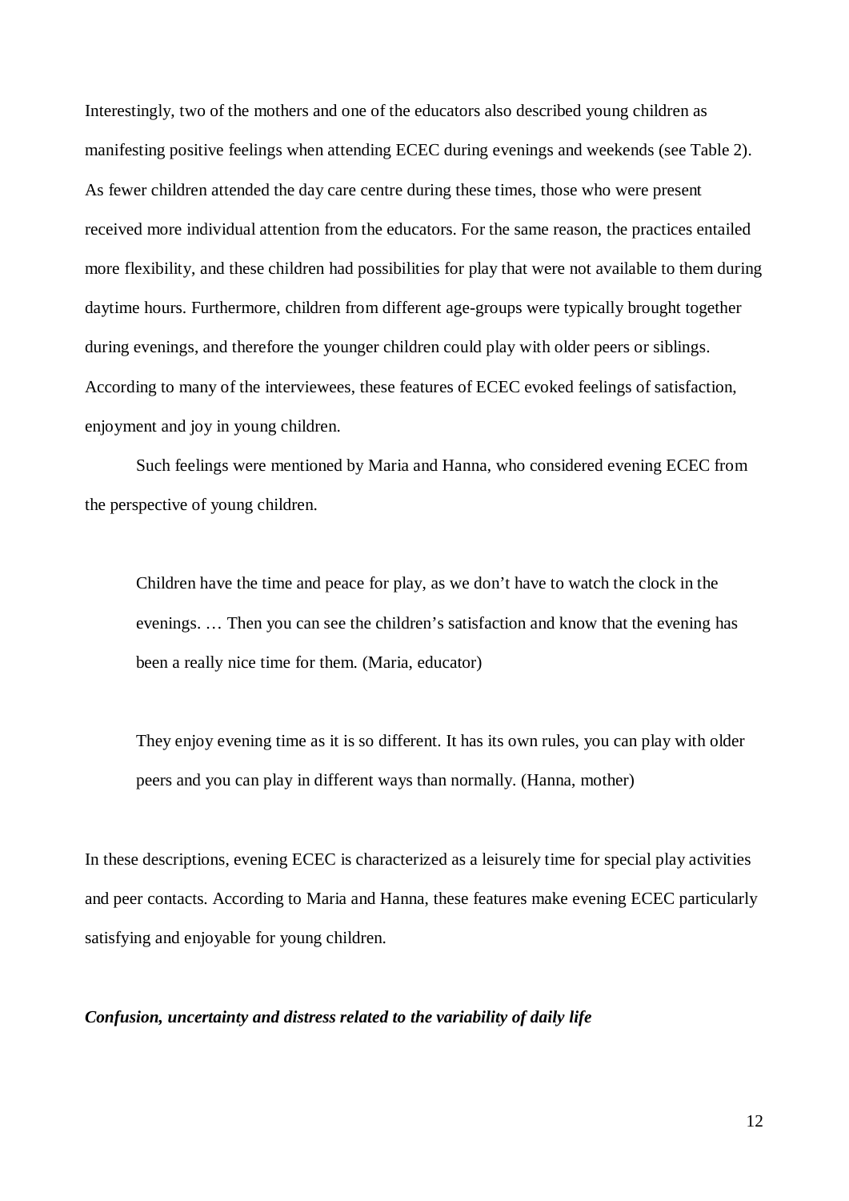Interestingly, two of the mothers and one of the educators also described young children as manifesting positive feelings when attending ECEC during evenings and weekends (see Table 2). As fewer children attended the day care centre during these times, those who were present received more individual attention from the educators. For the same reason, the practices entailed more flexibility, and these children had possibilities for play that were not available to them during daytime hours. Furthermore, children from different age-groups were typically brought together during evenings, and therefore the younger children could play with older peers or siblings. According to many of the interviewees, these features of ECEC evoked feelings of satisfaction, enjoyment and joy in young children.

Such feelings were mentioned by Maria and Hanna, who considered evening ECEC from the perspective of young children.

> Children have the time and peace for play, as we don't have to watch the clock in the evenings. … Then you can see the children's satisfaction and know that the evening has been a really nice time for them. (Maria, educator)

> They enjoy evening time as it is so different. It has its own rules, you can play with older peers and you can play in different ways than normally. (Hanna, mother)

In these descriptions, evening ECEC is characterized as a leisurely time for special play activities and peer contacts. According to Maria and Hanna, these features make evening ECEC particularly satisfying and enjoyable for young children.

***Confusion, uncertainty and distress related to the variability of daily life***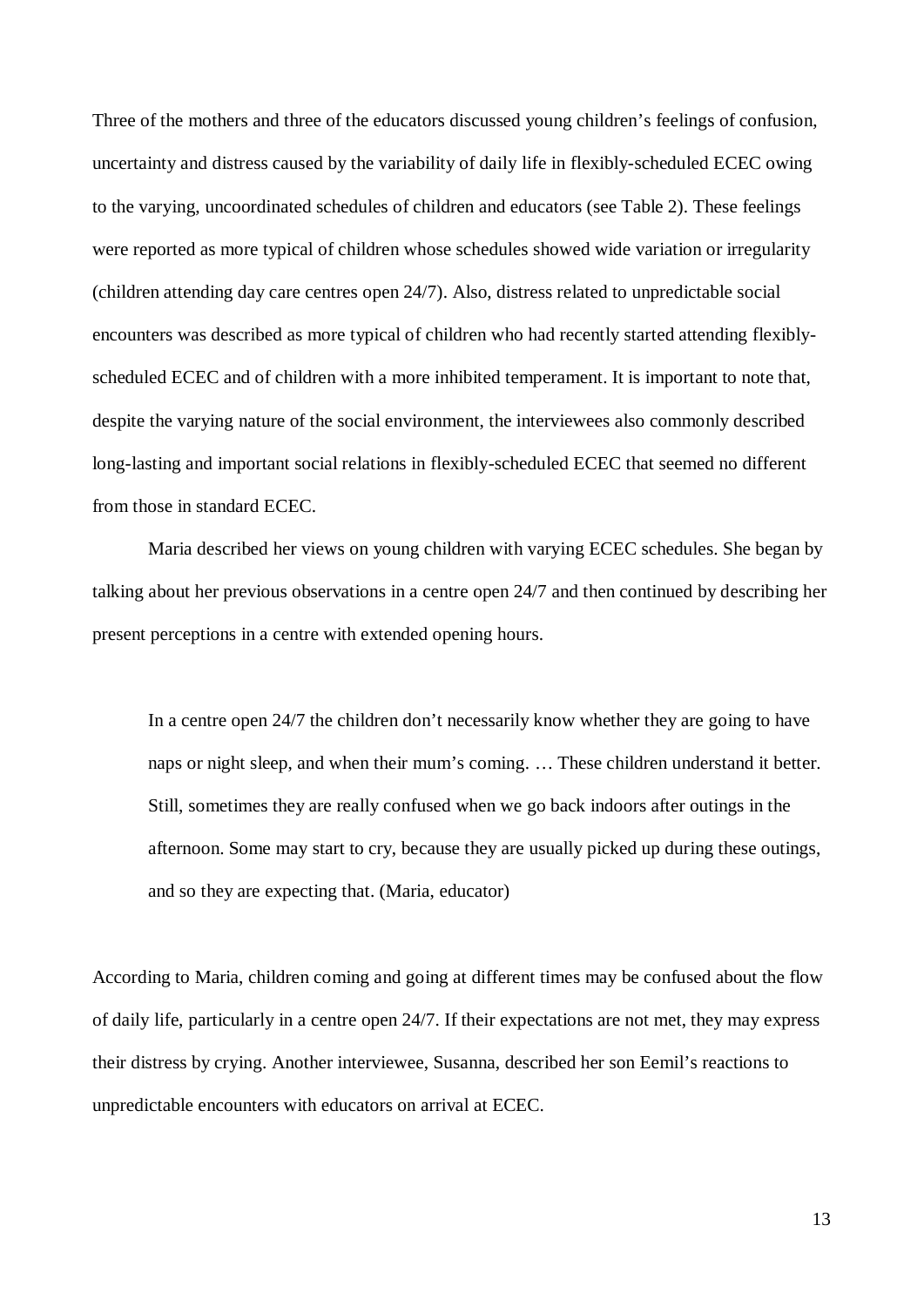Three of the mothers and three of the educators discussed young children's feelings of confusion, uncertainty and distress caused by the variability of daily life in flexibly-scheduled ECEC owing to the varying, uncoordinated schedules of children and educators (see Table 2). These feelings were reported as more typical of children whose schedules showed wide variation or irregularity (children attending day care centres open 24/7). Also, distress related to unpredictable social encounters was described as more typical of children who had recently started attending flexibly-scheduled ECEC and of children with a more inhibited temperament. It is important to note that, despite the varying nature of the social environment, the interviewees also commonly described long-lasting and important social relations in flexibly-scheduled ECEC that seemed no different from those in standard ECEC.

Maria described her views on young children with varying ECEC schedules. She began by talking about her previous observations in a centre open 24/7 and then continued by describing her present perceptions in a centre with extended opening hours.

> In a centre open 24/7 the children don't necessarily know whether they are going to have naps or night sleep, and when their mum's coming. … These children understand it better. Still, sometimes they are really confused when we go back indoors after outings in the afternoon. Some may start to cry, because they are usually picked up during these outings, and so they are expecting that. (Maria, educator)

According to Maria, children coming and going at different times may be confused about the flow of daily life, particularly in a centre open 24/7. If their expectations are not met, they may express their distress by crying. Another interviewee, Susanna, described her son Eemil's reactions to unpredictable encounters with educators on arrival at ECEC.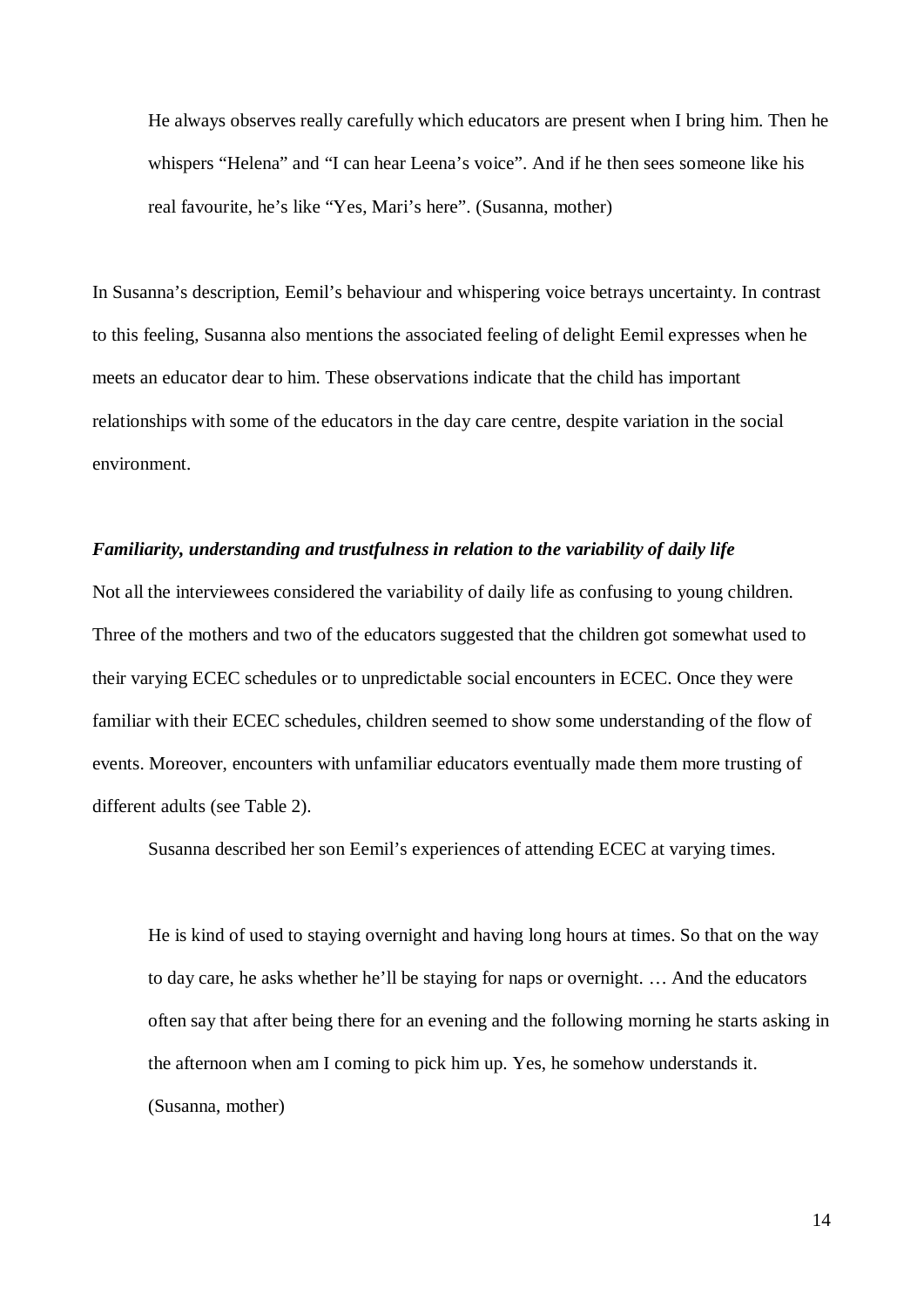> He always observes really carefully which educators are present when I bring him. Then he whispers “Helena” and “I can hear Leena’s voice”. And if he then sees someone like his real favourite, he’s like “Yes, Mari’s here”. (Susanna, mother)

In Susanna’s description, Eemil’s behaviour and whispering voice betrays uncertainty. In contrast to this feeling, Susanna also mentions the associated feeling of delight Eemil expresses when he meets an educator dear to him. These observations indicate that the child has important relationships with some of the educators in the day care centre, despite variation in the social environment.

***Familiarity, understanding and trustfulness in relation to the variability of daily life***

Not all the interviewees considered the variability of daily life as confusing to young children. Three of the mothers and two of the educators suggested that the children got somewhat used to their varying ECEC schedules or to unpredictable social encounters in ECEC. Once they were familiar with their ECEC schedules, children seemed to show some understanding of the flow of events. Moreover, encounters with unfamiliar educators eventually made them more trusting of different adults (see Table 2).

Susanna described her son Eemil’s experiences of attending ECEC at varying times.

> He is kind of used to staying overnight and having long hours at times. So that on the way to day care, he asks whether he’ll be staying for naps or overnight. … And the educators often say that after being there for an evening and the following morning he starts asking in the afternoon when am I coming to pick him up. Yes, he somehow understands it. (Susanna, mother)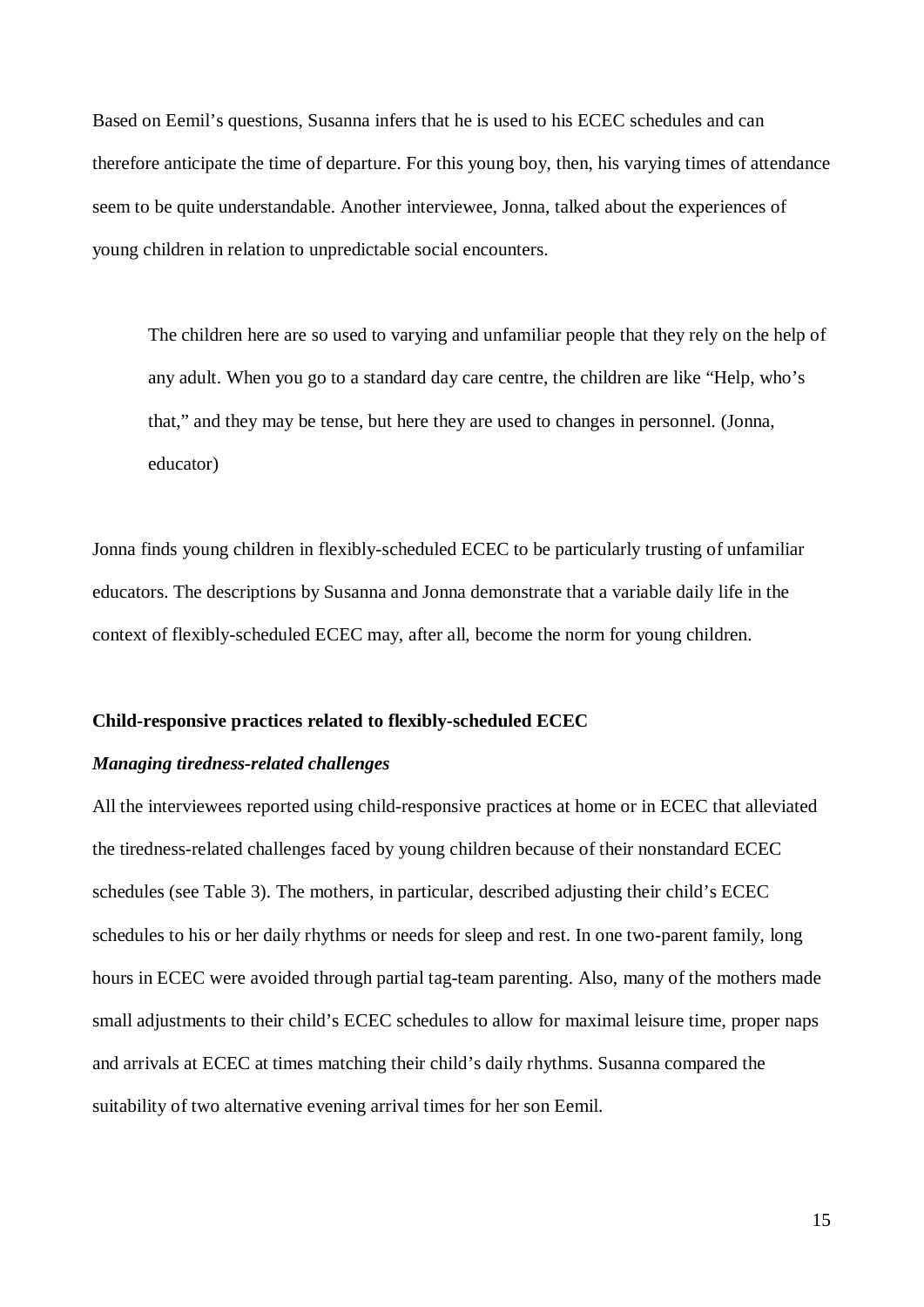Based on Eemil's questions, Susanna infers that he is used to his ECEC schedules and can therefore anticipate the time of departure. For this young boy, then, his varying times of attendance seem to be quite understandable. Another interviewee, Jonna, talked about the experiences of young children in relation to unpredictable social encounters.

> The children here are so used to varying and unfamiliar people that they rely on the help of any adult. When you go to a standard day care centre, the children are like "Help, who's that," and they may be tense, but here they are used to changes in personnel. (Jonna, educator)

Jonna finds young children in flexibly-scheduled ECEC to be particularly trusting of unfamiliar educators. The descriptions by Susanna and Jonna demonstrate that a variable daily life in the context of flexibly-scheduled ECEC may, after all, become the norm for young children.

**Child-responsive practices related to flexibly-scheduled ECEC**

***Managing tiredness-related challenges***

All the interviewees reported using child-responsive practices at home or in ECEC that alleviated the tiredness-related challenges faced by young children because of their nonstandard ECEC schedules (see Table 3). The mothers, in particular, described adjusting their child's ECEC schedules to his or her daily rhythms or needs for sleep and rest. In one two-parent family, long hours in ECEC were avoided through partial tag-team parenting. Also, many of the mothers made small adjustments to their child's ECEC schedules to allow for maximal leisure time, proper naps and arrivals at ECEC at times matching their child's daily rhythms. Susanna compared the suitability of two alternative evening arrival times for her son Eemil.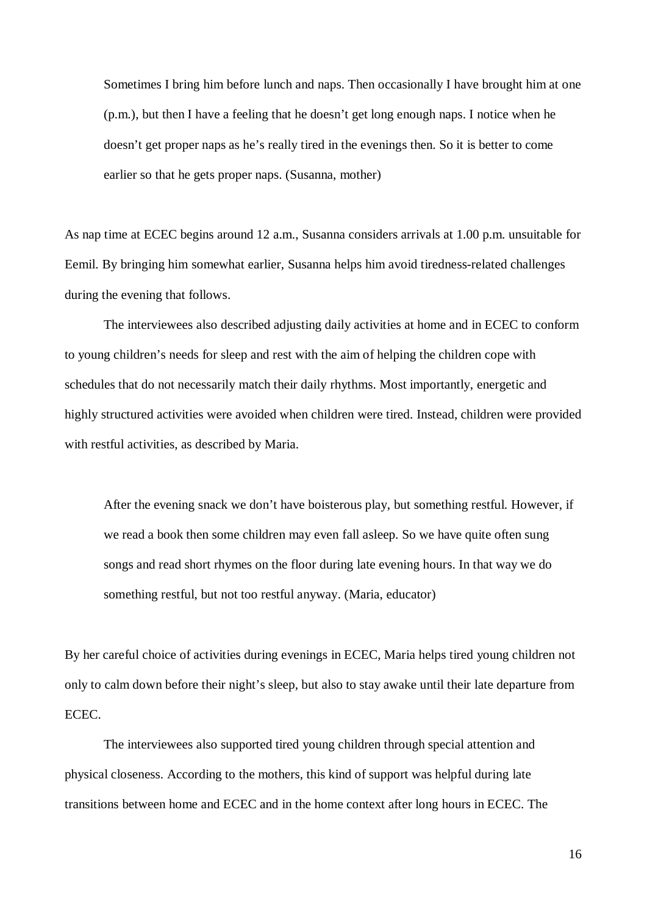> Sometimes I bring him before lunch and naps. Then occasionally I have brought him at one (p.m.), but then I have a feeling that he doesn't get long enough naps. I notice when he doesn't get proper naps as he's really tired in the evenings then. So it is better to come earlier so that he gets proper naps. (Susanna, mother)

As nap time at ECEC begins around 12 a.m., Susanna considers arrivals at 1.00 p.m. unsuitable for Eemil. By bringing him somewhat earlier, Susanna helps him avoid tiredness-related challenges during the evening that follows.

The interviewees also described adjusting daily activities at home and in ECEC to conform to young children's needs for sleep and rest with the aim of helping the children cope with schedules that do not necessarily match their daily rhythms. Most importantly, energetic and highly structured activities were avoided when children were tired. Instead, children were provided with restful activities, as described by Maria.

> After the evening snack we don't have boisterous play, but something restful. However, if we read a book then some children may even fall asleep. So we have quite often sung songs and read short rhymes on the floor during late evening hours. In that way we do something restful, but not too restful anyway. (Maria, educator)

By her careful choice of activities during evenings in ECEC, Maria helps tired young children not only to calm down before their night's sleep, but also to stay awake until their late departure from ECEC.

The interviewees also supported tired young children through special attention and physical closeness. According to the mothers, this kind of support was helpful during late transitions between home and ECEC and in the home context after long hours in ECEC. The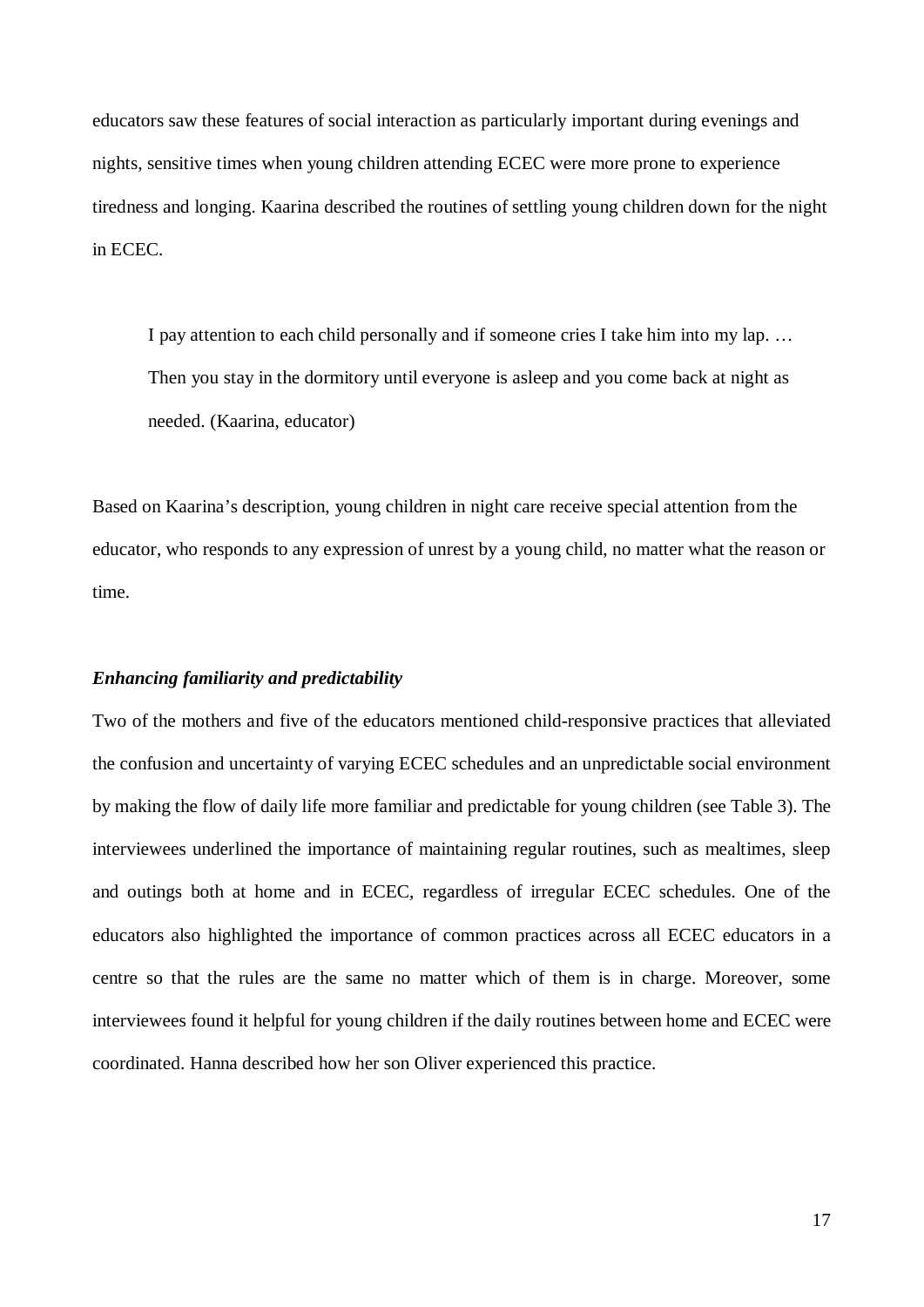educators saw these features of social interaction as particularly important during evenings and nights, sensitive times when young children attending ECEC were more prone to experience tiredness and longing. Kaarina described the routines of settling young children down for the night in ECEC.

> I pay attention to each child personally and if someone cries I take him into my lap. … Then you stay in the dormitory until everyone is asleep and you come back at night as needed. (Kaarina, educator)

Based on Kaarina's description, young children in night care receive special attention from the educator, who responds to any expression of unrest by a young child, no matter what the reason or time.

***Enhancing familiarity and predictability***

Two of the mothers and five of the educators mentioned child-responsive practices that alleviated the confusion and uncertainty of varying ECEC schedules and an unpredictable social environment by making the flow of daily life more familiar and predictable for young children (see Table 3). The interviewees underlined the importance of maintaining regular routines, such as mealtimes, sleep and outings both at home and in ECEC, regardless of irregular ECEC schedules. One of the educators also highlighted the importance of common practices across all ECEC educators in a centre so that the rules are the same no matter which of them is in charge. Moreover, some interviewees found it helpful for young children if the daily routines between home and ECEC were coordinated. Hanna described how her son Oliver experienced this practice.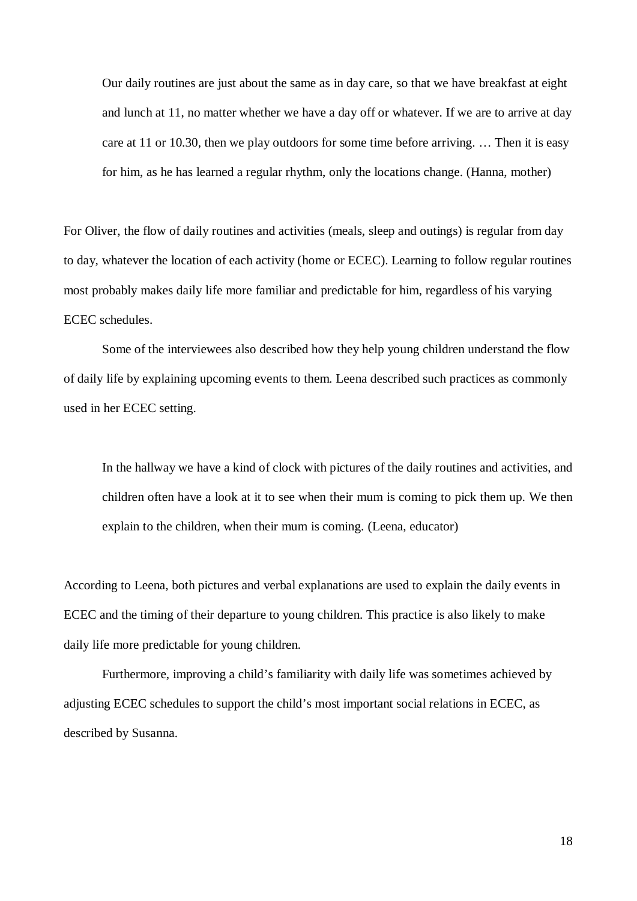> Our daily routines are just about the same as in day care, so that we have breakfast at eight and lunch at 11, no matter whether we have a day off or whatever. If we are to arrive at day care at 11 or 10.30, then we play outdoors for some time before arriving. … Then it is easy for him, as he has learned a regular rhythm, only the locations change. (Hanna, mother)

For Oliver, the flow of daily routines and activities (meals, sleep and outings) is regular from day to day, whatever the location of each activity (home or ECEC). Learning to follow regular routines most probably makes daily life more familiar and predictable for him, regardless of his varying ECEC schedules.

Some of the interviewees also described how they help young children understand the flow of daily life by explaining upcoming events to them. Leena described such practices as commonly used in her ECEC setting.

> In the hallway we have a kind of clock with pictures of the daily routines and activities, and children often have a look at it to see when their mum is coming to pick them up. We then explain to the children, when their mum is coming. (Leena, educator)

According to Leena, both pictures and verbal explanations are used to explain the daily events in ECEC and the timing of their departure to young children. This practice is also likely to make daily life more predictable for young children.

Furthermore, improving a child's familiarity with daily life was sometimes achieved by adjusting ECEC schedules to support the child's most important social relations in ECEC, as described by Susanna.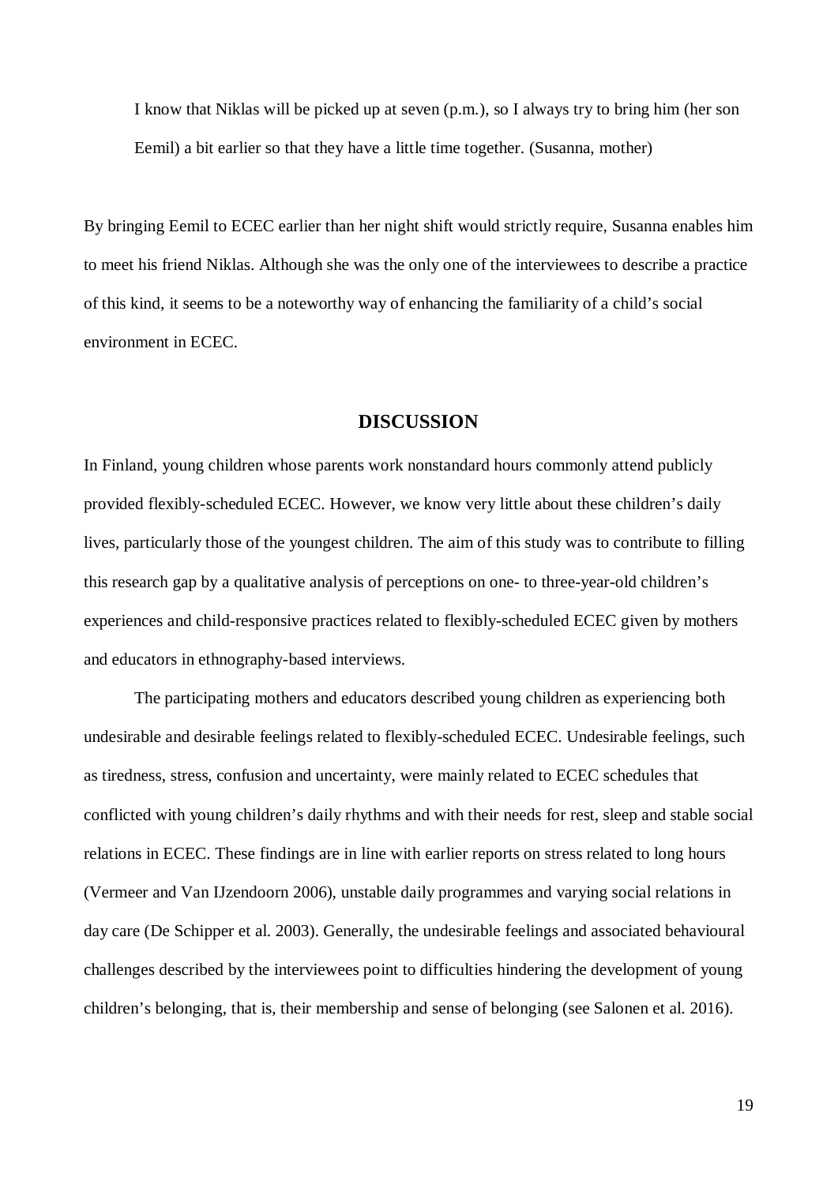> I know that Niklas will be picked up at seven (p.m.), so I always try to bring him (her son Eemil) a bit earlier so that they have a little time together. (Susanna, mother)

By bringing Eemil to ECEC earlier than her night shift would strictly require, Susanna enables him to meet his friend Niklas. Although she was the only one of the interviewees to describe a practice of this kind, it seems to be a noteworthy way of enhancing the familiarity of a child's social environment in ECEC.

## DISCUSSION

In Finland, young children whose parents work nonstandard hours commonly attend publicly provided flexibly-scheduled ECEC. However, we know very little about these children's daily lives, particularly those of the youngest children. The aim of this study was to contribute to filling this research gap by a qualitative analysis of perceptions on one- to three-year-old children's experiences and child-responsive practices related to flexibly-scheduled ECEC given by mothers and educators in ethnography-based interviews.

The participating mothers and educators described young children as experiencing both undesirable and desirable feelings related to flexibly-scheduled ECEC. Undesirable feelings, such as tiredness, stress, confusion and uncertainty, were mainly related to ECEC schedules that conflicted with young children's daily rhythms and with their needs for rest, sleep and stable social relations in ECEC. These findings are in line with earlier reports on stress related to long hours (Vermeer and Van IJzendoorn 2006), unstable daily programmes and varying social relations in day care (De Schipper et al. 2003). Generally, the undesirable feelings and associated behavioural challenges described by the interviewees point to difficulties hindering the development of young children's belonging, that is, their membership and sense of belonging (see Salonen et al. 2016).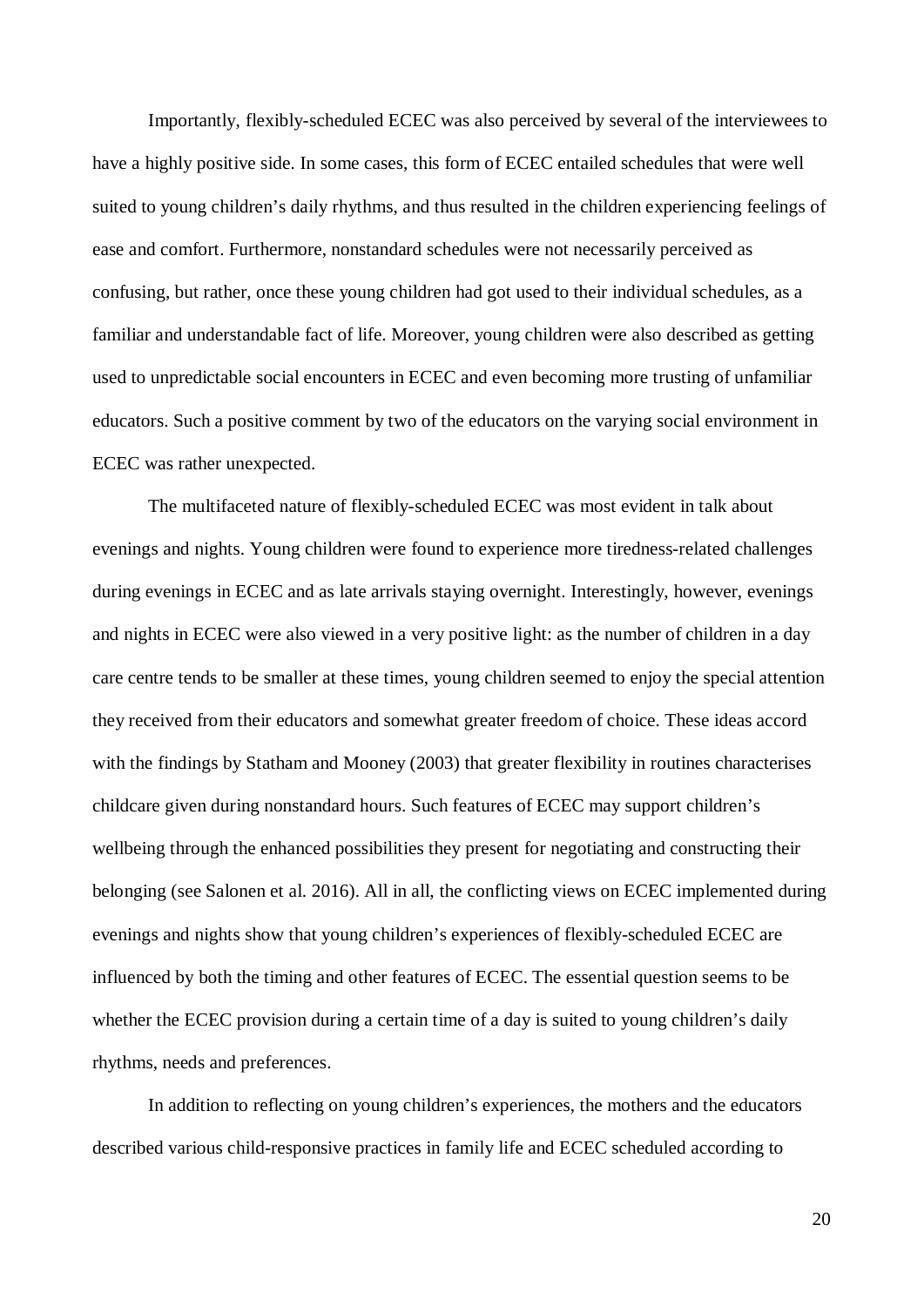Importantly, flexibly-scheduled ECEC was also perceived by several of the interviewees to have a highly positive side. In some cases, this form of ECEC entailed schedules that were well suited to young children's daily rhythms, and thus resulted in the children experiencing feelings of ease and comfort. Furthermore, nonstandard schedules were not necessarily perceived as confusing, but rather, once these young children had got used to their individual schedules, as a familiar and understandable fact of life. Moreover, young children were also described as getting used to unpredictable social encounters in ECEC and even becoming more trusting of unfamiliar educators. Such a positive comment by two of the educators on the varying social environment in ECEC was rather unexpected.

The multifaceted nature of flexibly-scheduled ECEC was most evident in talk about evenings and nights. Young children were found to experience more tiredness-related challenges during evenings in ECEC and as late arrivals staying overnight. Interestingly, however, evenings and nights in ECEC were also viewed in a very positive light: as the number of children in a day care centre tends to be smaller at these times, young children seemed to enjoy the special attention they received from their educators and somewhat greater freedom of choice. These ideas accord with the findings by Statham and Mooney (2003) that greater flexibility in routines characterises childcare given during nonstandard hours. Such features of ECEC may support children's wellbeing through the enhanced possibilities they present for negotiating and constructing their belonging (see Salonen et al. 2016). All in all, the conflicting views on ECEC implemented during evenings and nights show that young children's experiences of flexibly-scheduled ECEC are influenced by both the timing and other features of ECEC. The essential question seems to be whether the ECEC provision during a certain time of a day is suited to young children's daily rhythms, needs and preferences.

In addition to reflecting on young children's experiences, the mothers and the educators described various child-responsive practices in family life and ECEC scheduled according to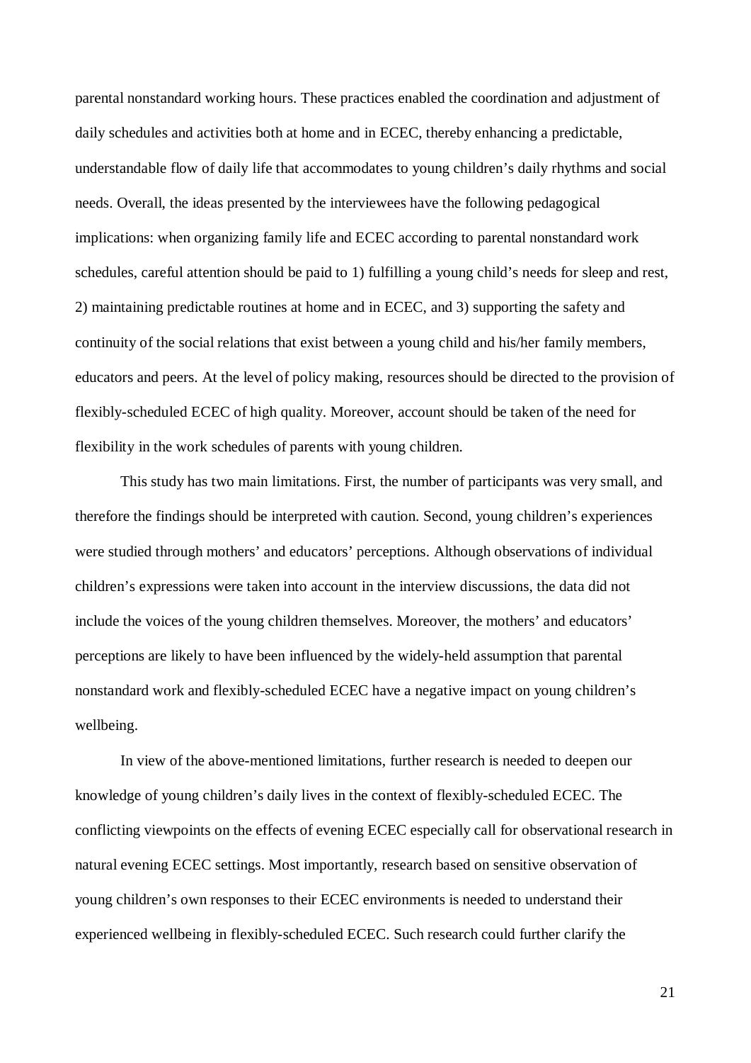parental nonstandard working hours. These practices enabled the coordination and adjustment of daily schedules and activities both at home and in ECEC, thereby enhancing a predictable, understandable flow of daily life that accommodates to young children's daily rhythms and social needs. Overall, the ideas presented by the interviewees have the following pedagogical implications: when organizing family life and ECEC according to parental nonstandard work schedules, careful attention should be paid to 1) fulfilling a young child's needs for sleep and rest, 2) maintaining predictable routines at home and in ECEC, and 3) supporting the safety and continuity of the social relations that exist between a young child and his/her family members, educators and peers. At the level of policy making, resources should be directed to the provision of flexibly-scheduled ECEC of high quality. Moreover, account should be taken of the need for flexibility in the work schedules of parents with young children.

This study has two main limitations. First, the number of participants was very small, and therefore the findings should be interpreted with caution. Second, young children's experiences were studied through mothers' and educators' perceptions. Although observations of individual children's expressions were taken into account in the interview discussions, the data did not include the voices of the young children themselves. Moreover, the mothers' and educators' perceptions are likely to have been influenced by the widely-held assumption that parental nonstandard work and flexibly-scheduled ECEC have a negative impact on young children's wellbeing.

In view of the above-mentioned limitations, further research is needed to deepen our knowledge of young children's daily lives in the context of flexibly-scheduled ECEC. The conflicting viewpoints on the effects of evening ECEC especially call for observational research in natural evening ECEC settings. Most importantly, research based on sensitive observation of young children's own responses to their ECEC environments is needed to understand their experienced wellbeing in flexibly-scheduled ECEC. Such research could further clarify the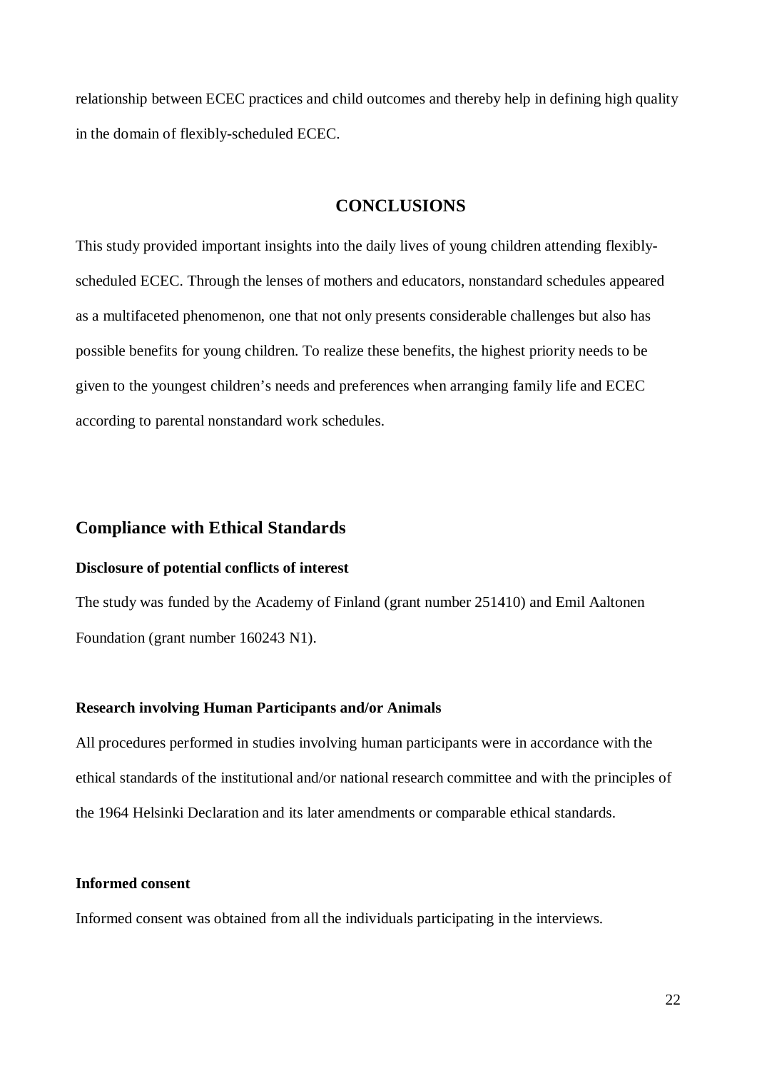relationship between ECEC practices and child outcomes and thereby help in defining high quality in the domain of flexibly-scheduled ECEC.

## CONCLUSIONS

This study provided important insights into the daily lives of young children attending flexibly-scheduled ECEC. Through the lenses of mothers and educators, nonstandard schedules appeared as a multifaceted phenomenon, one that not only presents considerable challenges but also has possible benefits for young children. To realize these benefits, the highest priority needs to be given to the youngest children's needs and preferences when arranging family life and ECEC according to parental nonstandard work schedules.

## Compliance with Ethical Standards

**Disclosure of potential conflicts of interest**

The study was funded by the Academy of Finland (grant number 251410) and Emil Aaltonen Foundation (grant number 160243 N1).

**Research involving Human Participants and/or Animals**

All procedures performed in studies involving human participants were in accordance with the ethical standards of the institutional and/or national research committee and with the principles of the 1964 Helsinki Declaration and its later amendments or comparable ethical standards.

**Informed consent**

Informed consent was obtained from all the individuals participating in the interviews.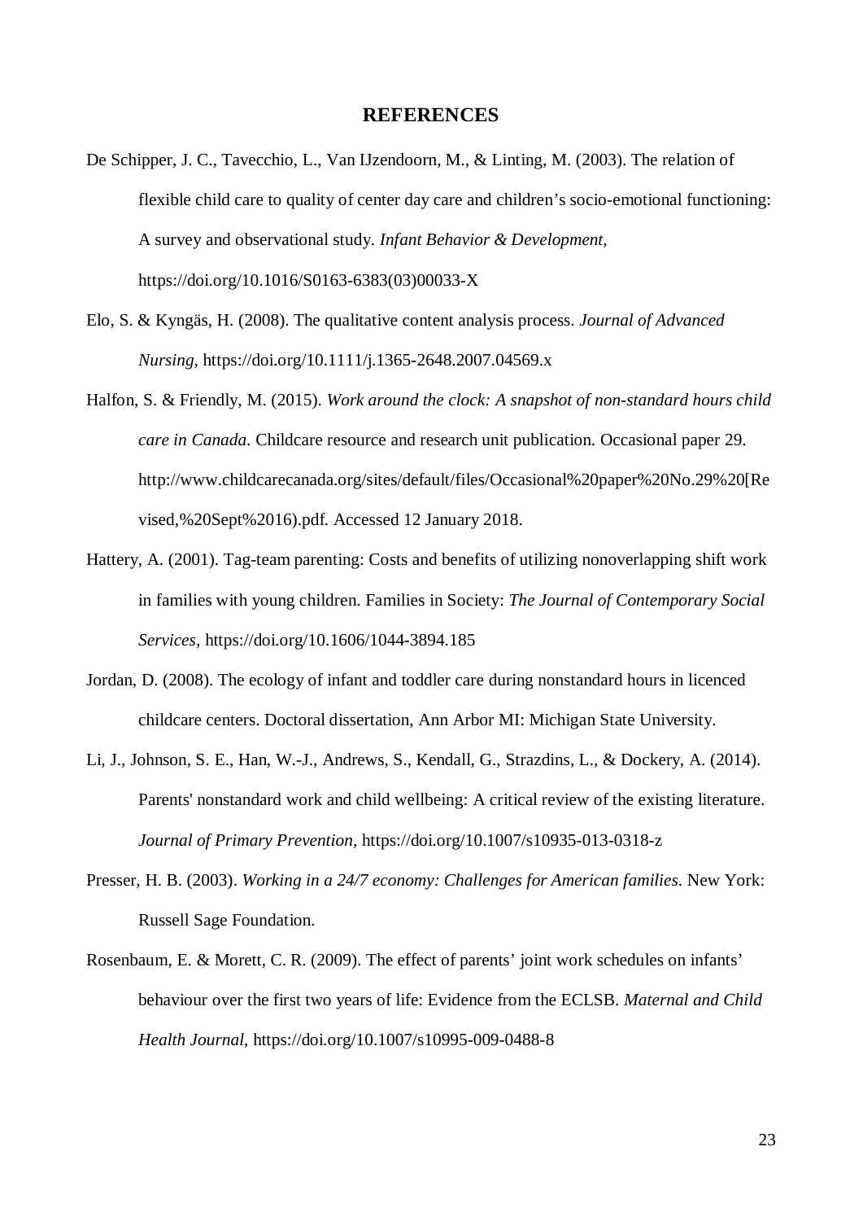# REFERENCES

De Schipper, J. C., Tavecchio, L., Van IJzendoorn, M., & Linting, M. (2003). The relation of flexible child care to quality of center day care and children's socio-emotional functioning: A survey and observational study. *Infant Behavior & Development*, https://doi.org/10.1016/S0163-6383(03)00033-X

Elo, S. & Kyngäs, H. (2008). The qualitative content analysis process. *Journal of Advanced Nursing*, https://doi.org/10.1111/j.1365-2648.2007.04569.x

Halfon, S. & Friendly, M. (2015). *Work around the clock: A snapshot of non-standard hours child care in Canada.* Childcare resource and research unit publication. Occasional paper 29. http://www.childcarecanada.org/sites/default/files/Occasional%20paper%20No.29%20[Revised,%20Sept%2016).pdf. Accessed 12 January 2018.

Hattery, A. (2001). Tag-team parenting: Costs and benefits of utilizing nonoverlapping shift work in families with young children. Families in Society: *The Journal of Contemporary Social Services*, https://doi.org/10.1606/1044-3894.185

Jordan, D. (2008). The ecology of infant and toddler care during nonstandard hours in licenced childcare centers. Doctoral dissertation, Ann Arbor MI: Michigan State University.

Li, J., Johnson, S. E., Han, W.-J., Andrews, S., Kendall, G., Strazdins, L., & Dockery, A. (2014). Parents' nonstandard work and child wellbeing: A critical review of the existing literature. *Journal of Primary Prevention*, https://doi.org/10.1007/s10935-013-0318-z

Presser, H. B. (2003). *Working in a 24/7 economy: Challenges for American families*. New York: Russell Sage Foundation.

Rosenbaum, E. & Morett, C. R. (2009). The effect of parents' joint work schedules on infants' behaviour over the first two years of life: Evidence from the ECLSB. *Maternal and Child Health Journal*, https://doi.org/10.1007/s10995-009-0488-8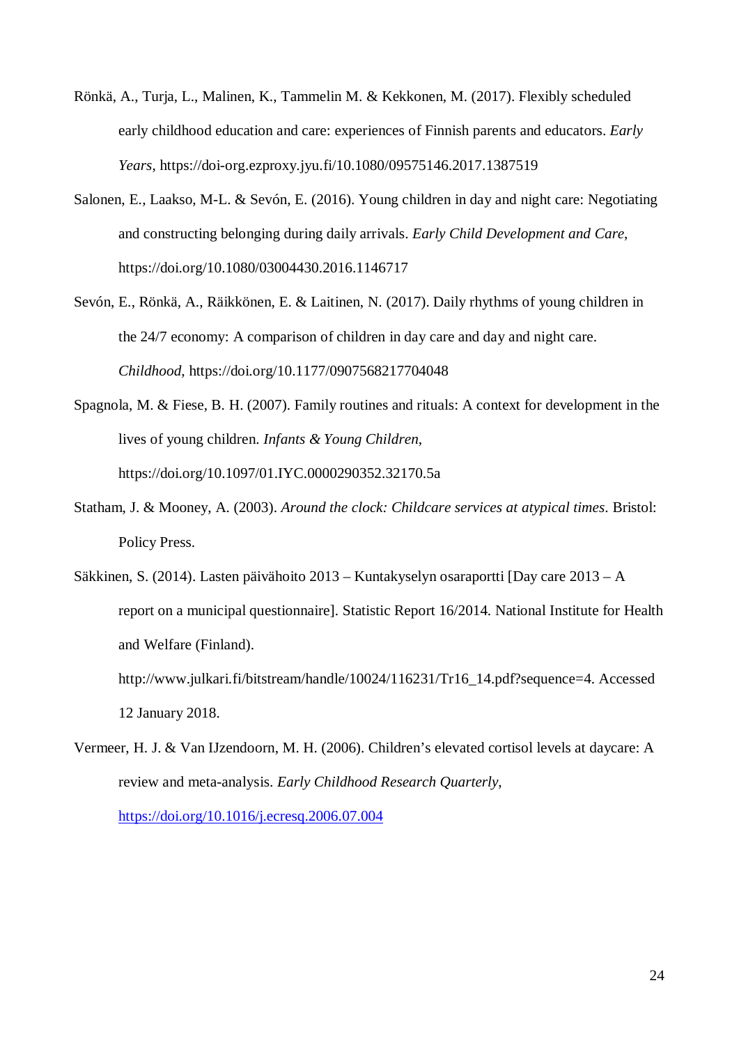Rönkä, A., Turja, L., Malinen, K., Tammelin M. & Kekkonen, M. (2017). Flexibly scheduled early childhood education and care: experiences of Finnish parents and educators. *Early Years*, https://doi-org.ezproxy.jyu.fi/10.1080/09575146.2017.1387519

Salonen, E., Laakso, M-L. & Sevón, E. (2016). Young children in day and night care: Negotiating and constructing belonging during daily arrivals. *Early Child Development and Care*, https://doi.org/10.1080/03004430.2016.1146717

Sevón, E., Rönkä, A., Räikkönen, E. & Laitinen, N. (2017). Daily rhythms of young children in the 24/7 economy: A comparison of children in day care and day and night care. *Childhood*, https://doi.org/10.1177/0907568217704048

Spagnola, M. & Fiese, B. H. (2007). Family routines and rituals: A context for development in the lives of young children. *Infants & Young Children*, https://doi.org/10.1097/01.IYC.0000290352.32170.5a

Statham, J. & Mooney, A. (2003). *Around the clock: Childcare services at atypical times*. Bristol: Policy Press.

Säkkinen, S. (2014). Lasten päivähoito 2013 – Kuntakyselyn osaraportti [Day care 2013 – A report on a municipal questionnaire]. Statistic Report 16/2014. National Institute for Health and Welfare (Finland). http://www.julkari.fi/bitstream/handle/10024/116231/Tr16_14.pdf?sequence=4. Accessed 12 January 2018.

Vermeer, H. J. & Van IJzendoorn, M. H. (2006). Children's elevated cortisol levels at daycare: A review and meta-analysis. *Early Childhood Research Quarterly*, https://doi.org/10.1016/j.ecresq.2006.07.004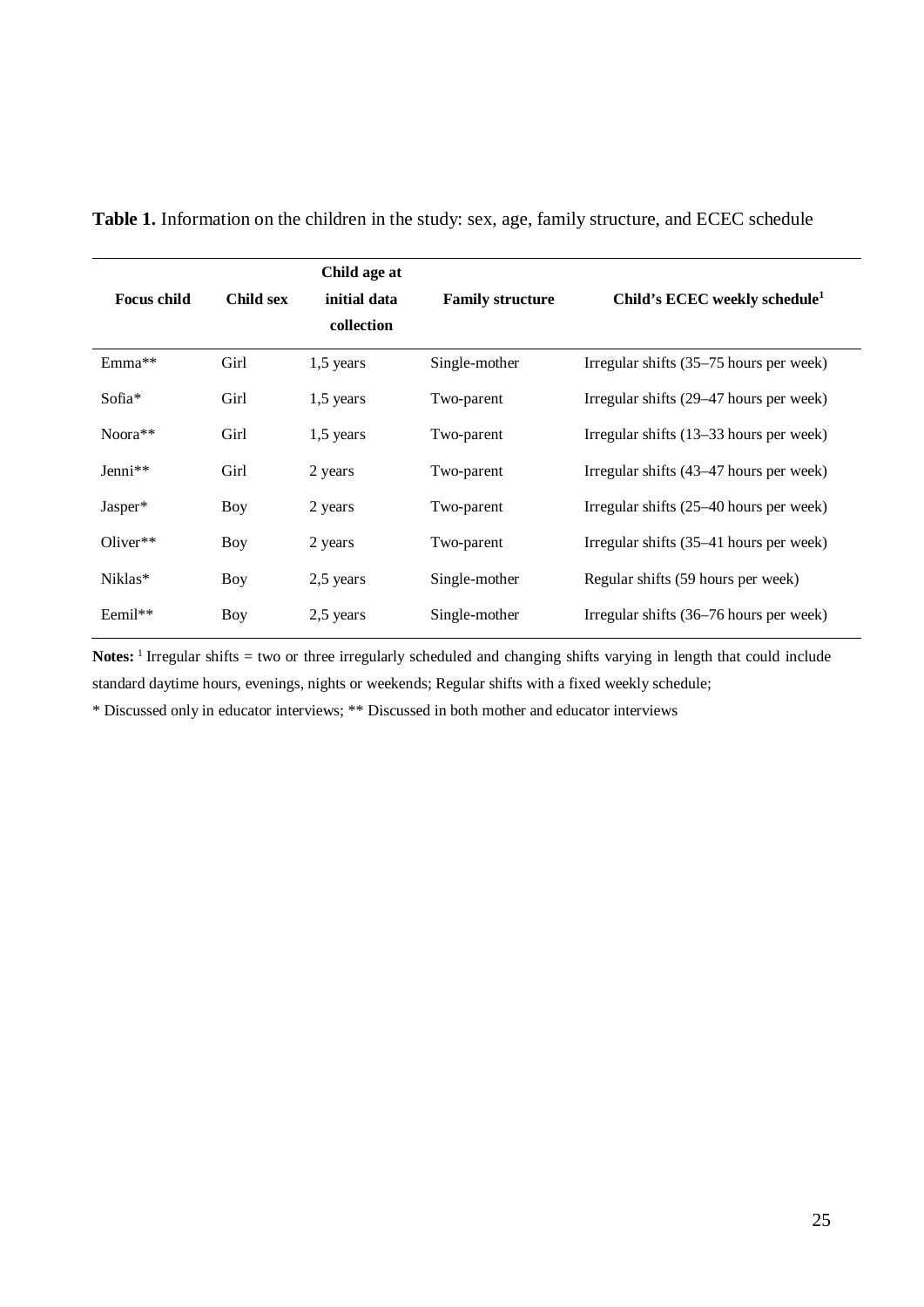**Table 1.** Information on the children in the study: sex, age, family structure, and ECEC schedule

| Focus child | Child sex | Child age at initial data collection | Family structure | Child's ECEC weekly schedule[1] |
|---|---|---|---|---|
| Emma** | Girl | 1,5 years | Single-mother | Irregular shifts (35–75 hours per week) |
| Sofia* | Girl | 1,5 years | Two-parent | Irregular shifts (29–47 hours per week) |
| Noora** | Girl | 1,5 years | Two-parent | Irregular shifts (13–33 hours per week) |
| Jenni** | Girl | 2 years | Two-parent | Irregular shifts (43–47 hours per week) |
| Jasper* | Boy | 2 years | Two-parent | Irregular shifts (25–40 hours per week) |
| Oliver** | Boy | 2 years | Two-parent | Irregular shifts (35–41 hours per week) |
| Niklas* | Boy | 2,5 years | Single-mother | Regular shifts (59 hours per week) |
| Eemil** | Boy | 2,5 years | Single-mother | Irregular shifts (36–76 hours per week) |

**Notes:** [1] Irregular shifts = two or three irregularly scheduled and changing shifts varying in length that could include standard daytime hours, evenings, nights or weekends; Regular shifts with a fixed weekly schedule;

* Discussed only in educator interviews; ** Discussed in both mother and educator interviews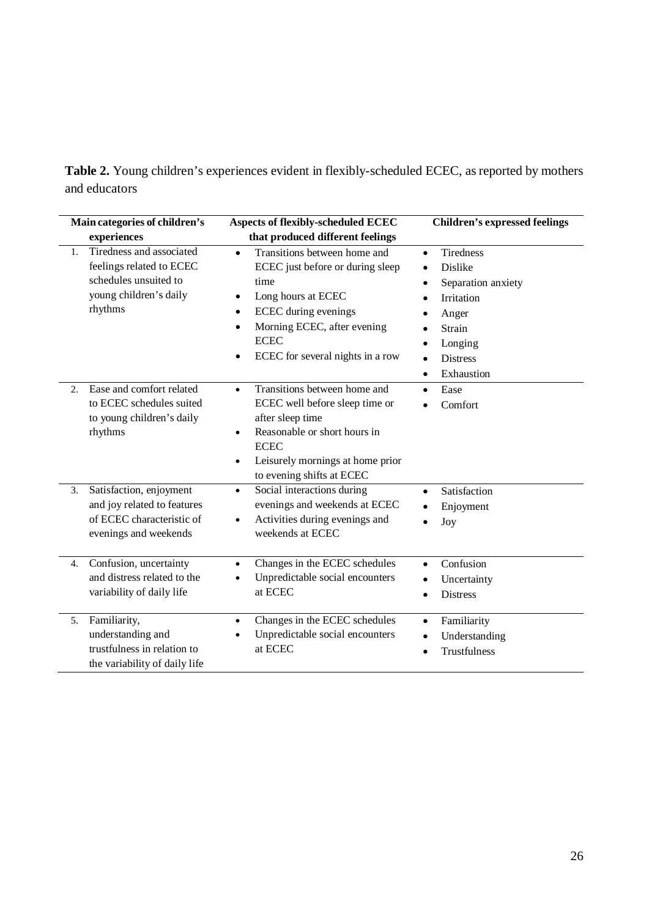**Table 2.** Young children's experiences evident in flexibly-scheduled ECEC, as reported by mothers and educators

| Main categories of children's experiences | Aspects of flexibly-scheduled ECEC that produced different feelings | Children's expressed feelings |
| --- | --- | --- |
| 1. Tiredness and associated feelings related to ECEC schedules unsuited to young children's daily rhythms | • Transitions between home and ECEC just before or during sleep time<br>• Long hours at ECEC<br>• ECEC during evenings<br>• Morning ECEC, after evening ECEC<br>• ECEC for several nights in a row | • Tiredness<br>• Dislike<br>• Separation anxiety<br>• Irritation<br>• Anger<br>• Strain<br>• Longing<br>• Distress<br>• Exhaustion |
| 2. Ease and comfort related to ECEC schedules suited to young children's daily rhythms | • Transitions between home and ECEC well before sleep time or after sleep time<br>• Reasonable or short hours in ECEC<br>• Leisurely mornings at home prior to evening shifts at ECEC | • Ease<br>• Comfort |
| 3. Satisfaction, enjoyment and joy related to features of ECEC characteristic of evenings and weekends | • Social interactions during evenings and weekends at ECEC<br>• Activities during evenings and weekends at ECEC | • Satisfaction<br>• Enjoyment<br>• Joy |
| 4. Confusion, uncertainty and distress related to the variability of daily life | • Changes in the ECEC schedules<br>• Unpredictable social encounters at ECEC | • Confusion<br>• Uncertainty<br>• Distress |
| 5. Familiarity, understanding and trustfulness in relation to the variability of daily life | • Changes in the ECEC schedules<br>• Unpredictable social encounters at ECEC | • Familiarity<br>• Understanding<br>• Trustfulness |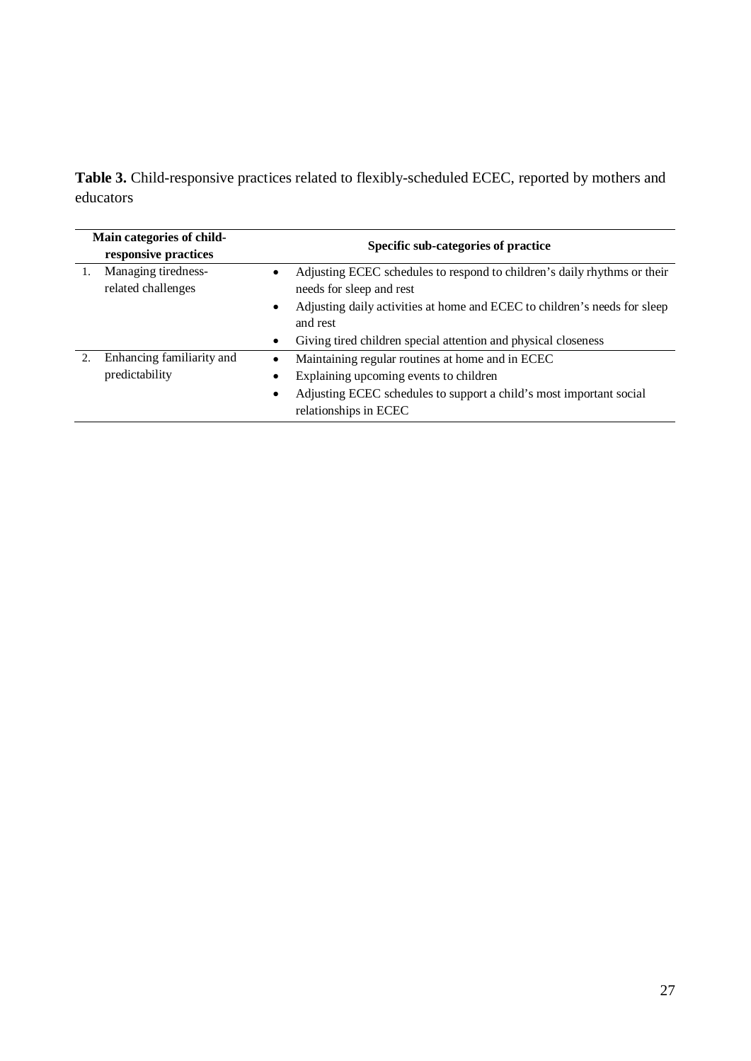**Table 3.** Child-responsive practices related to flexibly-scheduled ECEC, reported by mothers and educators

| Main categories of child-responsive practices | Specific sub-categories of practice |
|---|---|
| 1. Managing tiredness-related challenges | • Adjusting ECEC schedules to respond to children's daily rhythms or their needs for sleep and rest<br>• Adjusting daily activities at home and ECEC to children's needs for sleep and rest<br>• Giving tired children special attention and physical closeness |
| 2. Enhancing familiarity and predictability | • Maintaining regular routines at home and in ECEC<br>• Explaining upcoming events to children<br>• Adjusting ECEC schedules to support a child's most important social relationships in ECEC |